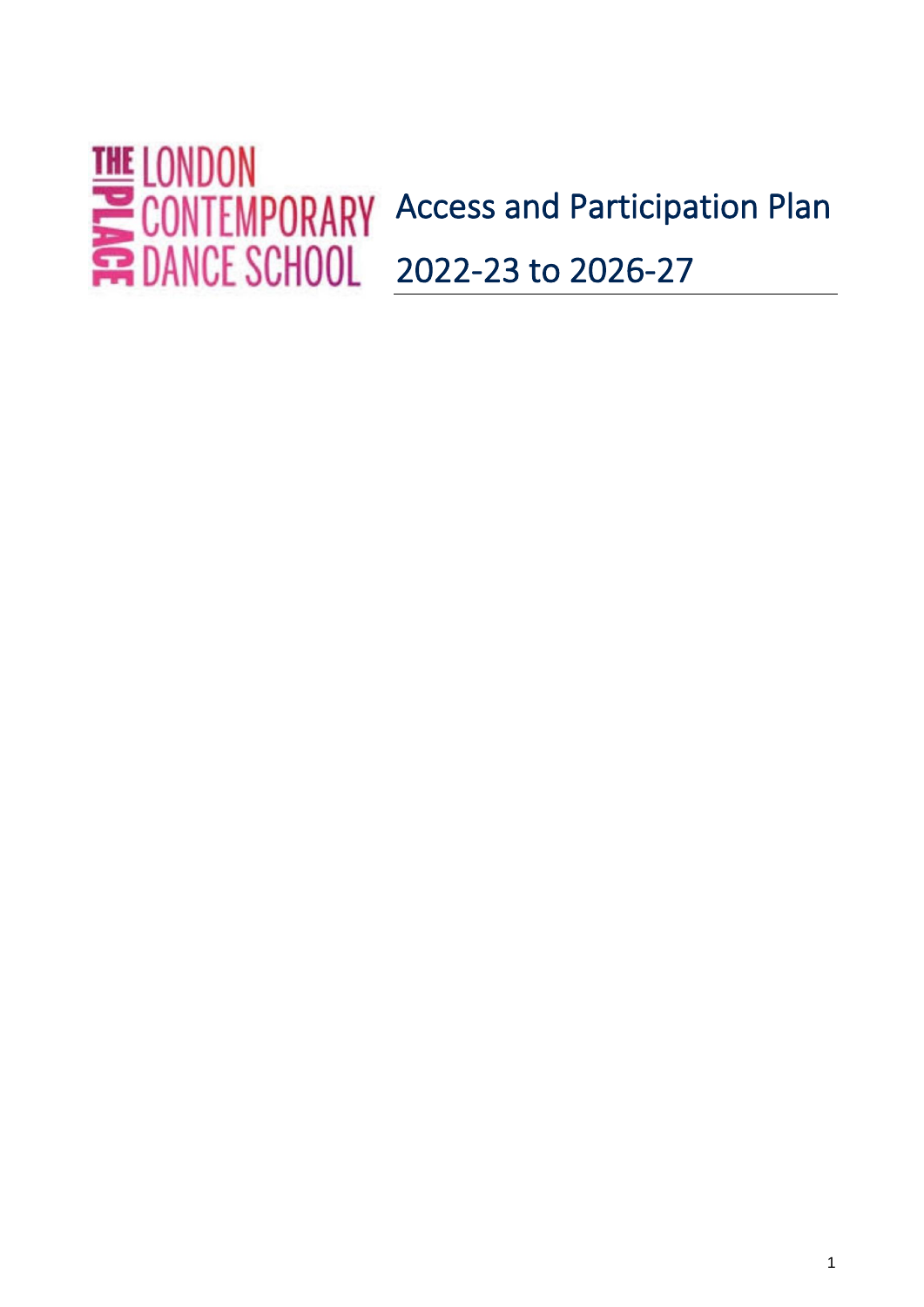THE PLACE LONDON CONTEMPORARY DANCE SCHOOL

# Access and Participation Plan

# 2022-23 to 2026-27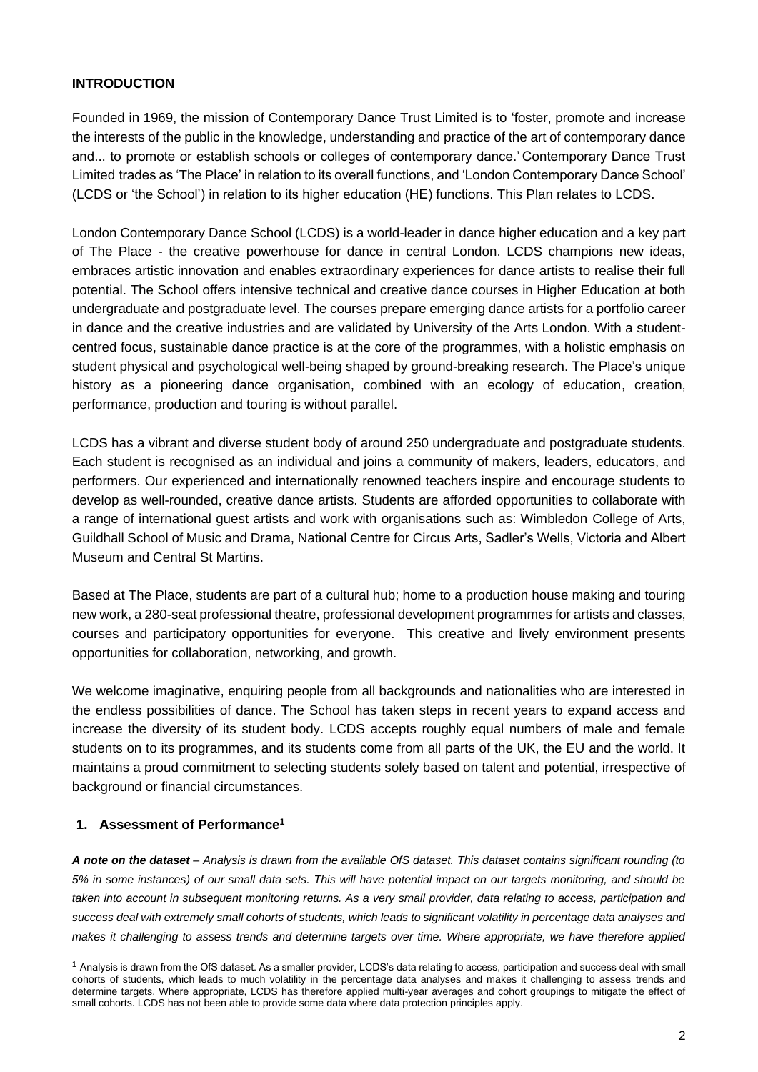## INTRODUCTION

Founded in 1969, the mission of Contemporary Dance Trust Limited is to 'foster, promote and increase the interests of the public in the knowledge, understanding and practice of the art of contemporary dance and... to promote or establish schools or colleges of contemporary dance.' Contemporary Dance Trust Limited trades as 'The Place' in relation to its overall functions, and 'London Contemporary Dance School' (LCDS or 'the School') in relation to its higher education (HE) functions. This Plan relates to LCDS.

London Contemporary Dance School (LCDS) is a world-leader in dance higher education and a key part of The Place - the creative powerhouse for dance in central London. LCDS champions new ideas, embraces artistic innovation and enables extraordinary experiences for dance artists to realise their full potential. The School offers intensive technical and creative dance courses in Higher Education at both undergraduate and postgraduate level. The courses prepare emerging dance artists for a portfolio career in dance and the creative industries and are validated by University of the Arts London. With a student-centred focus, sustainable dance practice is at the core of the programmes, with a holistic emphasis on student physical and psychological well-being shaped by ground-breaking research. The Place's unique history as a pioneering dance organisation, combined with an ecology of education, creation, performance, production and touring is without parallel.

LCDS has a vibrant and diverse student body of around 250 undergraduate and postgraduate students. Each student is recognised as an individual and joins a community of makers, leaders, educators, and performers. Our experienced and internationally renowned teachers inspire and encourage students to develop as well-rounded, creative dance artists. Students are afforded opportunities to collaborate with a range of international guest artists and work with organisations such as: Wimbledon College of Arts, Guildhall School of Music and Drama, National Centre for Circus Arts, Sadler's Wells, Victoria and Albert Museum and Central St Martins.

Based at The Place, students are part of a cultural hub; home to a production house making and touring new work, a 280-seat professional theatre, professional development programmes for artists and classes, courses and participatory opportunities for everyone. This creative and lively environment presents opportunities for collaboration, networking, and growth.

We welcome imaginative, enquiring people from all backgrounds and nationalities who are interested in the endless possibilities of dance. The School has taken steps in recent years to expand access and increase the diversity of its student body. LCDS accepts roughly equal numbers of male and female students on to its programmes, and its students come from all parts of the UK, the EU and the world. It maintains a proud commitment to selecting students solely based on talent and potential, irrespective of background or financial circumstances.

### 1. Assessment of Performance[1]

***A note on the dataset*** *– Analysis is drawn from the available OfS dataset. This dataset contains significant rounding (to 5% in some instances) of our small data sets. This will have potential impact on our targets monitoring, and should be taken into account in subsequent monitoring returns. As a very small provider, data relating to access, participation and success deal with extremely small cohorts of students, which leads to significant volatility in percentage data analyses and makes it challenging to assess trends and determine targets over time. Where appropriate, we have therefore applied*

[1] Analysis is drawn from the OfS dataset. As a smaller provider, LCDS's data relating to access, participation and success deal with small cohorts of students, which leads to much volatility in the percentage data analyses and makes it challenging to assess trends and determine targets. Where appropriate, LCDS has therefore applied multi-year averages and cohort groupings to mitigate the effect of small cohorts. LCDS has not been able to provide some data where data protection principles apply.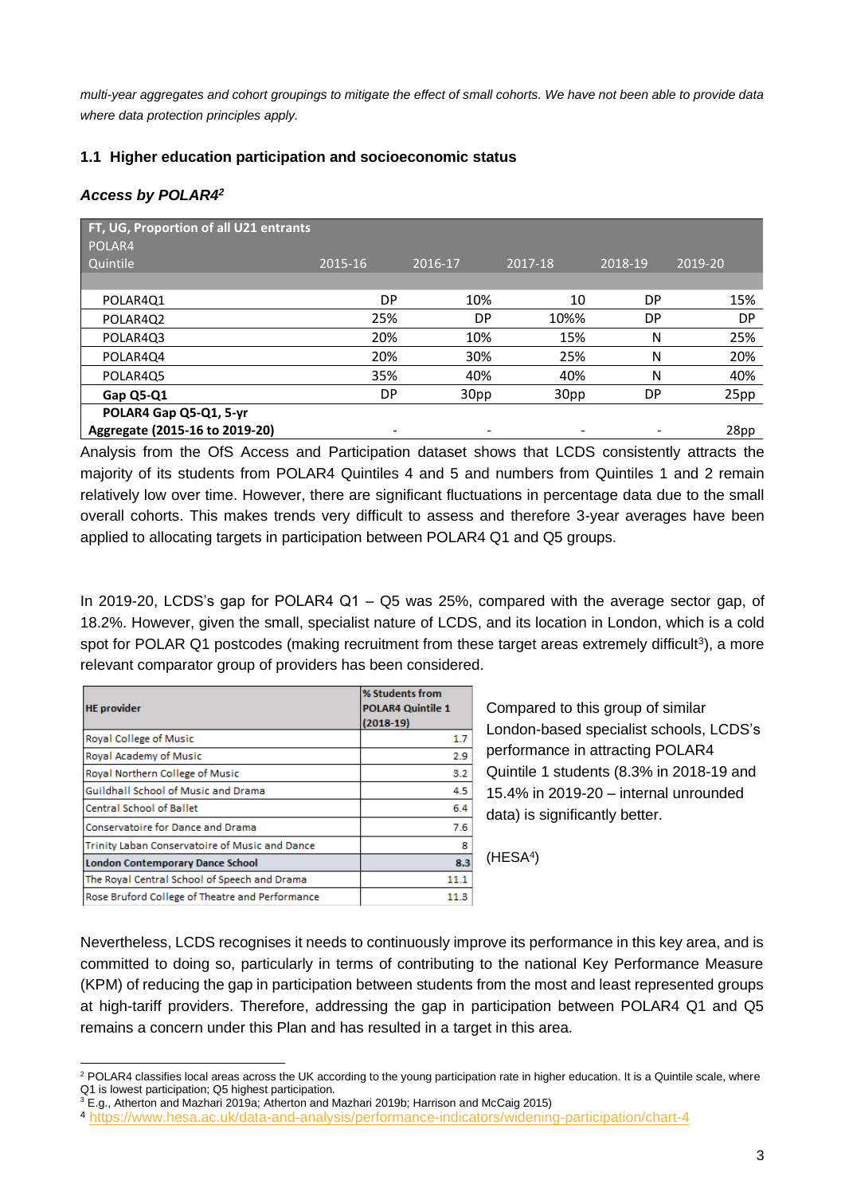*multi-year aggregates and cohort groupings to mitigate the effect of small cohorts. We have not been able to provide data where data protection principles apply.*

### 1.1 Higher education participation and socioeconomic status

#### *Access by POLAR4*[2]

| FT, UG, Proportion of all U21 entrants POLAR4 Quintile | 2015-16 | 2016-17 | 2017-18 | 2018-19 | 2019-20 |
|---|---|---|---|---|---|
| POLAR4Q1 | DP | 10% | 10 | DP | 15% |
| POLAR4Q2 | 25% | DP | 10%% | DP | DP |
| POLAR4Q3 | 20% | 10% | 15% | N | 25% |
| POLAR4Q4 | 20% | 30% | 25% | N | 20% |
| POLAR4Q5 | 35% | 40% | 40% | N | 40% |
| **Gap Q5-Q1** | DP | 30pp | 30pp | DP | 25pp |
| **POLAR4 Gap Q5-Q1, 5-yr Aggregate (2015-16 to 2019-20)** | - | - | - | - | 28pp |

Analysis from the OfS Access and Participation dataset shows that LCDS consistently attracts the majority of its students from POLAR4 Quintiles 4 and 5 and numbers from Quintiles 1 and 2 remain relatively low over time. However, there are significant fluctuations in percentage data due to the small overall cohorts. This makes trends very difficult to assess and therefore 3-year averages have been applied to allocating targets in participation between POLAR4 Q1 and Q5 groups.

In 2019-20, LCDS's gap for POLAR4 Q1 – Q5 was 25%, compared with the average sector gap, of 18.2%. However, given the small, specialist nature of LCDS, and its location in London, which is a cold spot for POLAR Q1 postcodes (making recruitment from these target areas extremely difficult[3]), a more relevant comparator group of providers has been considered.

| HE provider | % Students from POLAR4 Quintile 1 (2018-19) |
|---|---|
| Royal College of Music | 1.7 |
| Royal Academy of Music | 2.9 |
| Royal Northern College of Music | 3.2 |
| Guildhall School of Music and Drama | 4.5 |
| Central School of Ballet | 6.4 |
| Conservatoire for Dance and Drama | 7.6 |
| Trinity Laban Conservatoire of Music and Dance | 8 |
| **London Contemporary Dance School** | **8.3** |
| The Royal Central School of Speech and Drama | 11.1 |
| Rose Bruford College of Theatre and Performance | 11.3 |

Compared to this group of similar London-based specialist schools, LCDS's performance in attracting POLAR4 Quintile 1 students (8.3% in 2018-19 and 15.4% in 2019-20 – internal unrounded data) is significantly better.

(HESA[4])

Nevertheless, LCDS recognises it needs to continuously improve its performance in this key area, and is committed to doing so, particularly in terms of contributing to the national Key Performance Measure (KPM) of reducing the gap in participation between students from the most and least represented groups at high-tariff providers. Therefore, addressing the gap in participation between POLAR4 Q1 and Q5 remains a concern under this Plan and has resulted in a target in this area.

---

[2] POLAR4 classifies local areas across the UK according to the young participation rate in higher education. It is a Quintile scale, where Q1 is lowest participation; Q5 highest participation.

[3] E.g., Atherton and Mazhari 2019a; Atherton and Mazhari 2019b; Harrison and McCaig 2015)

[4] https://www.hesa.ac.uk/data-and-analysis/performance-indicators/widening-participation/chart-4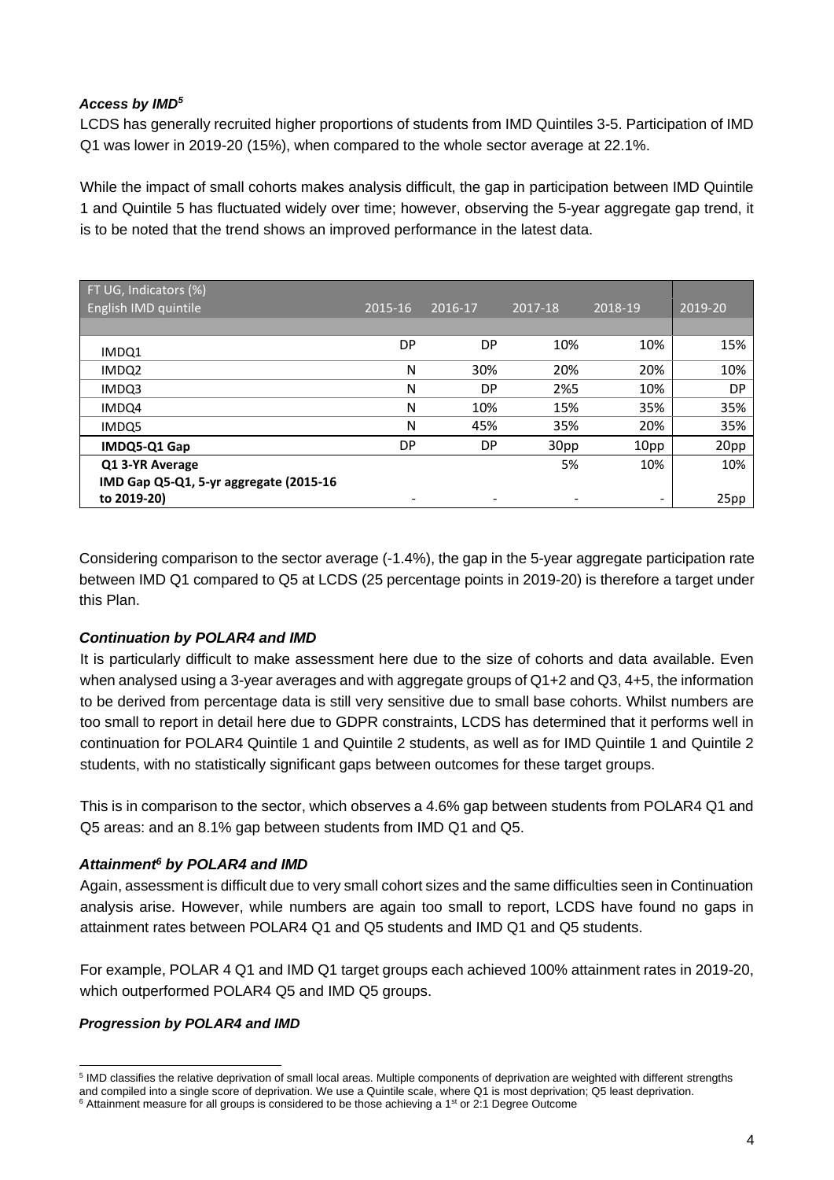### *Access by IMD[5]*

LCDS has generally recruited higher proportions of students from IMD Quintiles 3-5. Participation of IMD Q1 was lower in 2019-20 (15%), when compared to the whole sector average at 22.1%.

While the impact of small cohorts makes analysis difficult, the gap in participation between IMD Quintile 1 and Quintile 5 has fluctuated widely over time; however, observing the 5-year aggregate gap trend, it is to be noted that the trend shows an improved performance in the latest data.

| FT UG, Indicators (%) English IMD quintile | 2015-16 | 2016-17 | 2017-18 | 2018-19 | 2019-20 |
|---|---|---|---|---|---|
| IMDQ1 | DP | DP | 10% | 10% | 15% |
| IMDQ2 | N | 30% | 20% | 20% | 10% |
| IMDQ3 | N | DP | 2%5 | 10% | DP |
| IMDQ4 | N | 10% | 15% | 35% | 35% |
| IMDQ5 | N | 45% | 35% | 20% | 35% |
| **IMDQ5-Q1 Gap** | DP | DP | 30pp | 10pp | 20pp |
| **Q1 3-YR Average** | | | 5% | 10% | 10% |
| **IMD Gap Q5-Q1, 5-yr aggregate (2015-16 to 2019-20)** | - | - | - | - | 25pp |

Considering comparison to the sector average (-1.4%), the gap in the 5-year aggregate participation rate between IMD Q1 compared to Q5 at LCDS (25 percentage points in 2019-20) is therefore a target under this Plan.

### *Continuation by POLAR4 and IMD*

It is particularly difficult to make assessment here due to the size of cohorts and data available. Even when analysed using a 3-year averages and with aggregate groups of Q1+2 and Q3, 4+5, the information to be derived from percentage data is still very sensitive due to small base cohorts. Whilst numbers are too small to report in detail here due to GDPR constraints, LCDS has determined that it performs well in continuation for POLAR4 Quintile 1 and Quintile 2 students, as well as for IMD Quintile 1 and Quintile 2 students, with no statistically significant gaps between outcomes for these target groups.

This is in comparison to the sector, which observes a 4.6% gap between students from POLAR4 Q1 and Q5 areas: and an 8.1% gap between students from IMD Q1 and Q5.

### *Attainment[6] by POLAR4 and IMD*

Again, assessment is difficult due to very small cohort sizes and the same difficulties seen in Continuation analysis arise. However, while numbers are again too small to report, LCDS have found no gaps in attainment rates between POLAR4 Q1 and Q5 students and IMD Q1 and Q5 students.

For example, POLAR 4 Q1 and IMD Q1 target groups each achieved 100% attainment rates in 2019-20, which outperformed POLAR4 Q5 and IMD Q5 groups.

### *Progression by POLAR4 and IMD*

---

[5] IMD classifies the relative deprivation of small local areas. Multiple components of deprivation are weighted with different strengths and compiled into a single score of deprivation. We use a Quintile scale, where Q1 is most deprivation; Q5 least deprivation.

[6] Attainment measure for all groups is considered to be those achieving a 1st or 2:1 Degree Outcome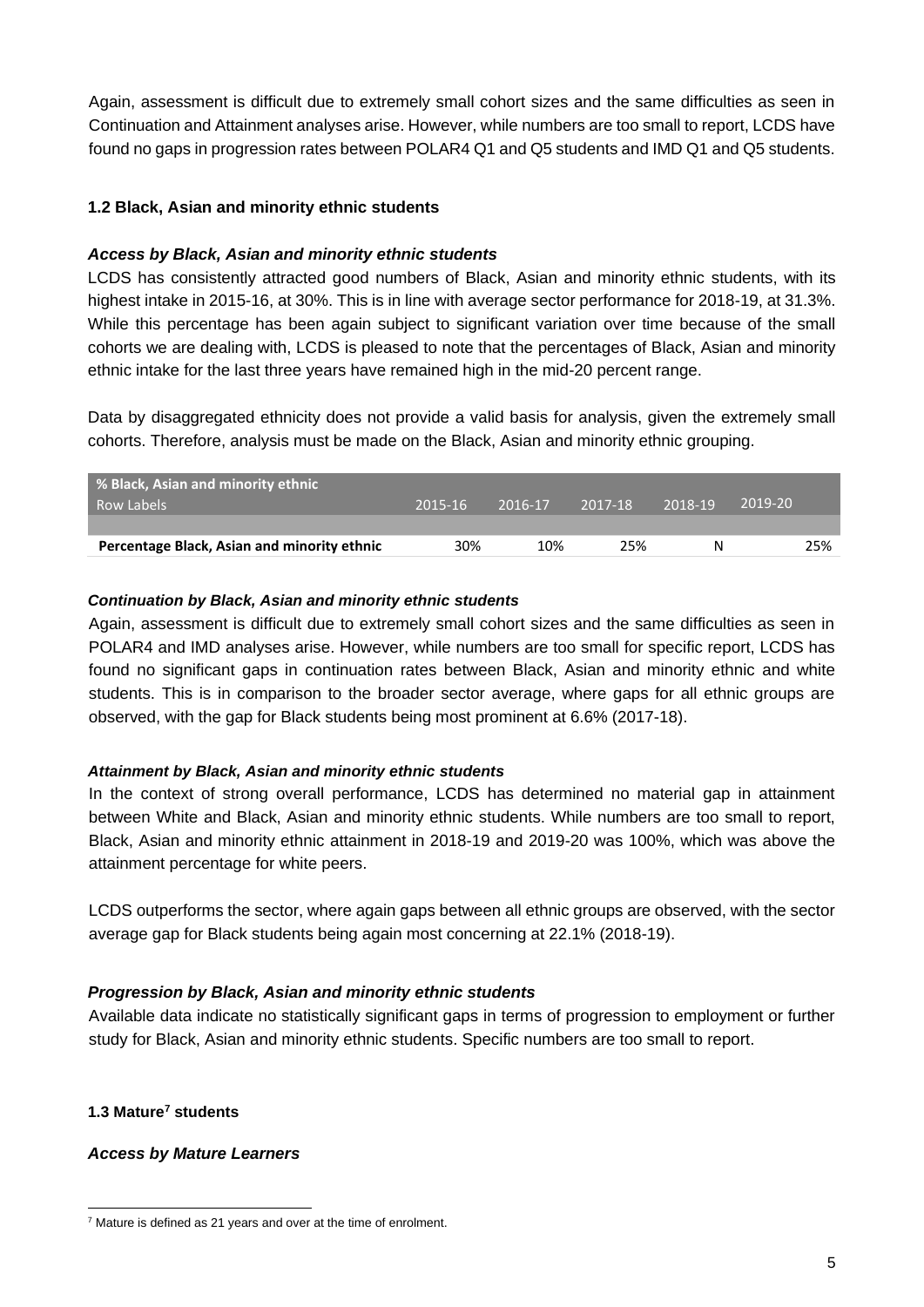Again, assessment is difficult due to extremely small cohort sizes and the same difficulties as seen in Continuation and Attainment analyses arise. However, while numbers are too small to report, LCDS have found no gaps in progression rates between POLAR4 Q1 and Q5 students and IMD Q1 and Q5 students.

### 1.2 Black, Asian and minority ethnic students

#### *Access by Black, Asian and minority ethnic students*

LCDS has consistently attracted good numbers of Black, Asian and minority ethnic students, with its highest intake in 2015-16, at 30%. This is in line with average sector performance for 2018-19, at 31.3%. While this percentage has been again subject to significant variation over time because of the small cohorts we are dealing with, LCDS is pleased to note that the percentages of Black, Asian and minority ethnic intake for the last three years have remained high in the mid-20 percent range.

Data by disaggregated ethnicity does not provide a valid basis for analysis, given the extremely small cohorts. Therefore, analysis must be made on the Black, Asian and minority ethnic grouping.

| % Black, Asian and minority ethnic<br>Row Labels | 2015-16 | 2016-17 | 2017-18 | 2018-19 | 2019-20 |
|---|---|---|---|---|---|
| **Percentage Black, Asian and minority ethnic** | 30% | 10% | 25% | N | 25% |

#### *Continuation by Black, Asian and minority ethnic students*

Again, assessment is difficult due to extremely small cohort sizes and the same difficulties as seen in POLAR4 and IMD analyses arise. However, while numbers are too small for specific report, LCDS has found no significant gaps in continuation rates between Black, Asian and minority ethnic and white students. This is in comparison to the broader sector average, where gaps for all ethnic groups are observed, with the gap for Black students being most prominent at 6.6% (2017-18).

#### *Attainment by Black, Asian and minority ethnic students*

In the context of strong overall performance, LCDS has determined no material gap in attainment between White and Black, Asian and minority ethnic students. While numbers are too small to report, Black, Asian and minority ethnic attainment in 2018-19 and 2019-20 was 100%, which was above the attainment percentage for white peers.

LCDS outperforms the sector, where again gaps between all ethnic groups are observed, with the sector average gap for Black students being again most concerning at 22.1% (2018-19).

#### *Progression by Black, Asian and minority ethnic students*

Available data indicate no statistically significant gaps in terms of progression to employment or further study for Black, Asian and minority ethnic students. Specific numbers are too small to report.

### 1.3 Mature[7] students

#### *Access by Mature Learners*

[7] Mature is defined as 21 years and over at the time of enrolment.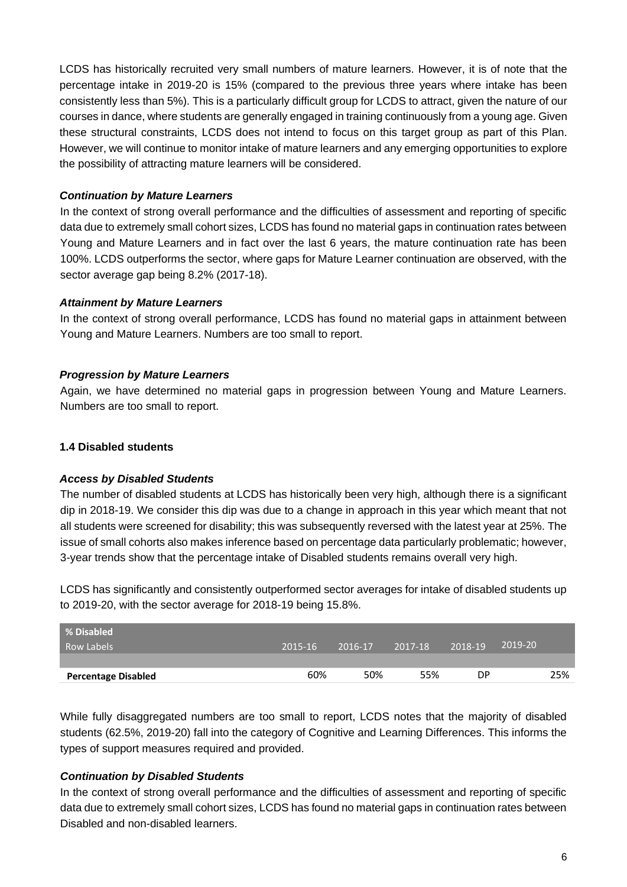LCDS has historically recruited very small numbers of mature learners. However, it is of note that the percentage intake in 2019-20 is 15% (compared to the previous three years where intake has been consistently less than 5%). This is a particularly difficult group for LCDS to attract, given the nature of our courses in dance, where students are generally engaged in training continuously from a young age. Given these structural constraints, LCDS does not intend to focus on this target group as part of this Plan. However, we will continue to monitor intake of mature learners and any emerging opportunities to explore the possibility of attracting mature learners will be considered.

***Continuation by Mature Learners***

In the context of strong overall performance and the difficulties of assessment and reporting of specific data due to extremely small cohort sizes, LCDS has found no material gaps in continuation rates between Young and Mature Learners and in fact over the last 6 years, the mature continuation rate has been 100%. LCDS outperforms the sector, where gaps for Mature Learner continuation are observed, with the sector average gap being 8.2% (2017-18).

***Attainment by Mature Learners***

In the context of strong overall performance, LCDS has found no material gaps in attainment between Young and Mature Learners. Numbers are too small to report.

***Progression by Mature Learners***

Again, we have determined no material gaps in progression between Young and Mature Learners. Numbers are too small to report.

**1.4 Disabled students**

***Access by Disabled Students***

The number of disabled students at LCDS has historically been very high, although there is a significant dip in 2018-19. We consider this dip was due to a change in approach in this year which meant that not all students were screened for disability; this was subsequently reversed with the latest year at 25%. The issue of small cohorts also makes inference based on percentage data particularly problematic; however, 3-year trends show that the percentage intake of Disabled students remains overall very high.

LCDS has significantly and consistently outperformed sector averages for intake of disabled students up to 2019-20, with the sector average for 2018-19 being 15.8%.

| % Disabled<br>Row Labels | 2015-16 | 2016-17 | 2017-18 | 2018-19 | 2019-20 |
|---|---|---|---|---|---|
| **Percentage Disabled** | 60% | 50% | 55% | DP | 25% |

While fully disaggregated numbers are too small to report, LCDS notes that the majority of disabled students (62.5%, 2019-20) fall into the category of Cognitive and Learning Differences. This informs the types of support measures required and provided.

***Continuation by Disabled Students***

In the context of strong overall performance and the difficulties of assessment and reporting of specific data due to extremely small cohort sizes, LCDS has found no material gaps in continuation rates between Disabled and non-disabled learners.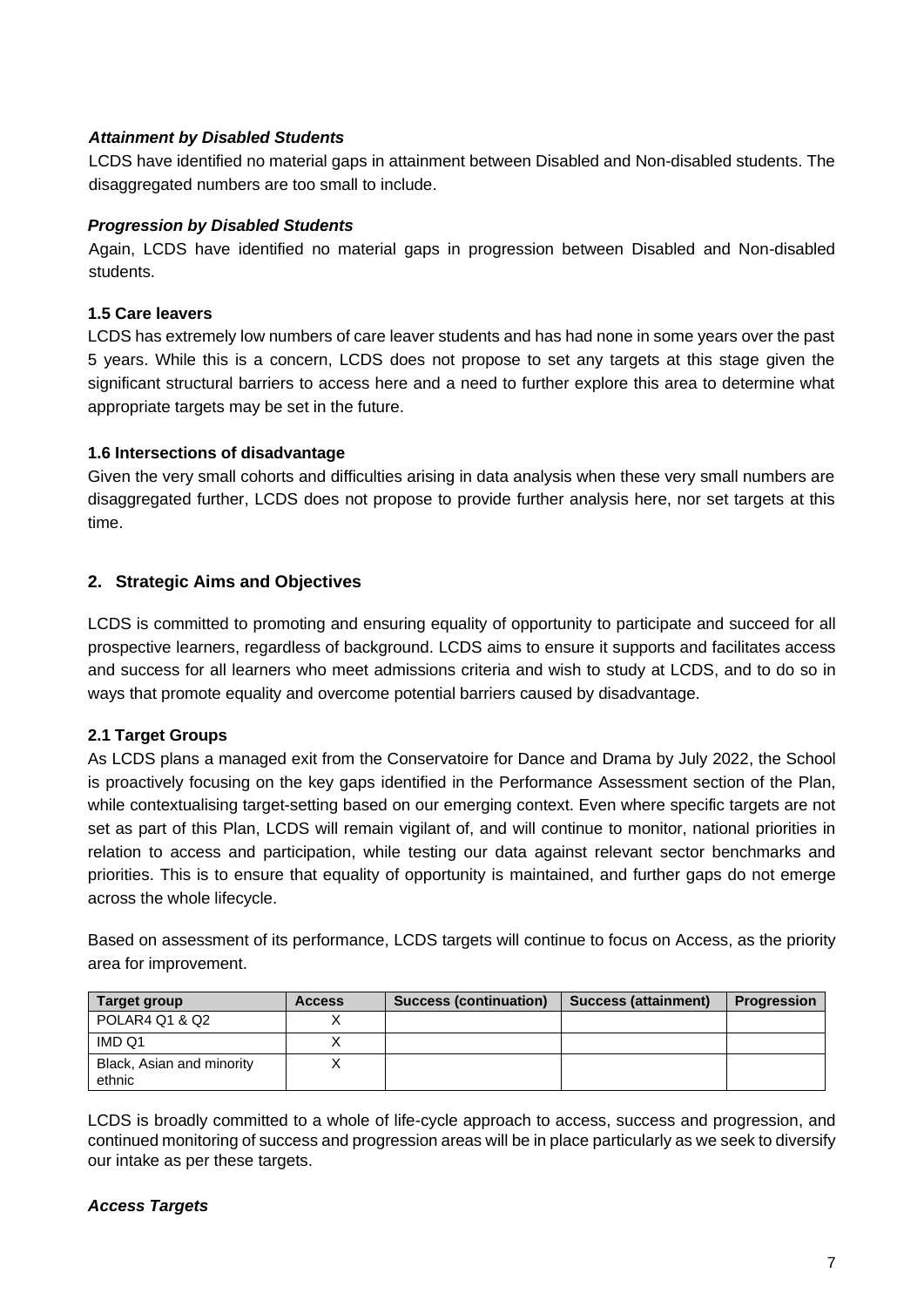*Attainment by Disabled Students*

LCDS have identified no material gaps in attainment between Disabled and Non-disabled students. The disaggregated numbers are too small to include.

*Progression by Disabled Students*

Again, LCDS have identified no material gaps in progression between Disabled and Non-disabled students.

**1.5 Care leavers**

LCDS has extremely low numbers of care leaver students and has had none in some years over the past 5 years. While this is a concern, LCDS does not propose to set any targets at this stage given the significant structural barriers to access here and a need to further explore this area to determine what appropriate targets may be set in the future.

**1.6 Intersections of disadvantage**

Given the very small cohorts and difficulties arising in data analysis when these very small numbers are disaggregated further, LCDS does not propose to provide further analysis here, nor set targets at this time.

## 2. Strategic Aims and Objectives

LCDS is committed to promoting and ensuring equality of opportunity to participate and succeed for all prospective learners, regardless of background. LCDS aims to ensure it supports and facilitates access and success for all learners who meet admissions criteria and wish to study at LCDS, and to do so in ways that promote equality and overcome potential barriers caused by disadvantage.

**2.1 Target Groups**

As LCDS plans a managed exit from the Conservatoire for Dance and Drama by July 2022, the School is proactively focusing on the key gaps identified in the Performance Assessment section of the Plan, while contextualising target-setting based on our emerging context. Even where specific targets are not set as part of this Plan, LCDS will remain vigilant of, and will continue to monitor, national priorities in relation to access and participation, while testing our data against relevant sector benchmarks and priorities. This is to ensure that equality of opportunity is maintained, and further gaps do not emerge across the whole lifecycle.

Based on assessment of its performance, LCDS targets will continue to focus on Access, as the priority area for improvement.

| Target group | Access | Success (continuation) | Success (attainment) | Progression |
|---|---|---|---|---|
| POLAR4 Q1 & Q2 | X | | | |
| IMD Q1 | X | | | |
| Black, Asian and minority ethnic | X | | | |

LCDS is broadly committed to a whole of life-cycle approach to access, success and progression, and continued monitoring of success and progression areas will be in place particularly as we seek to diversify our intake as per these targets.

*Access Targets*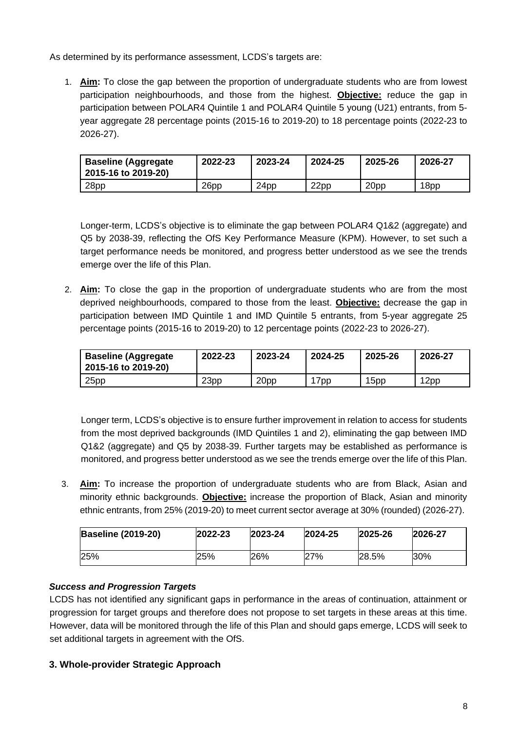As determined by its performance assessment, LCDS's targets are:

1. **Aim:** To close the gap between the proportion of undergraduate students who are from lowest participation neighbourhoods, and those from the highest. **Objective:** reduce the gap in participation between POLAR4 Quintile 1 and POLAR4 Quintile 5 young (U21) entrants, from 5-year aggregate 28 percentage points (2015-16 to 2019-20) to 18 percentage points (2022-23 to 2026-27).

| Baseline (Aggregate 2015-16 to 2019-20) | 2022-23 | 2023-24 | 2024-25 | 2025-26 | 2026-27 |
|---|---|---|---|---|---|
| 28pp | 26pp | 24pp | 22pp | 20pp | 18pp |

Longer-term, LCDS's objective is to eliminate the gap between POLAR4 Q1&2 (aggregate) and Q5 by 2038-39, reflecting the OfS Key Performance Measure (KPM). However, to set such a target performance needs be monitored, and progress better understood as we see the trends emerge over the life of this Plan.

2. **Aim:** To close the gap in the proportion of undergraduate students who are from the most deprived neighbourhoods, compared to those from the least. **Objective:** decrease the gap in participation between IMD Quintile 1 and IMD Quintile 5 entrants, from 5-year aggregate 25 percentage points (2015-16 to 2019-20) to 12 percentage points (2022-23 to 2026-27).

| Baseline (Aggregate 2015-16 to 2019-20) | 2022-23 | 2023-24 | 2024-25 | 2025-26 | 2026-27 |
|---|---|---|---|---|---|
| 25pp | 23pp | 20pp | 17pp | 15pp | 12pp |

Longer term, LCDS's objective is to ensure further improvement in relation to access for students from the most deprived backgrounds (IMD Quintiles 1 and 2), eliminating the gap between IMD Q1&2 (aggregate) and Q5 by 2038-39. Further targets may be established as performance is monitored, and progress better understood as we see the trends emerge over the life of this Plan.

3. **Aim:** To increase the proportion of undergraduate students who are from Black, Asian and minority ethnic backgrounds. **Objective:** increase the proportion of Black, Asian and minority ethnic entrants, from 25% (2019-20) to meet current sector average at 30% (rounded) (2026-27).

| Baseline (2019-20) | 2022-23 | 2023-24 | 2024-25 | 2025-26 | 2026-27 |
|---|---|---|---|---|---|
| 25% | 25% | 26% | 27% | 28.5% | 30% |

***Success and Progression Targets***

LCDS has not identified any significant gaps in performance in the areas of continuation, attainment or progression for target groups and therefore does not propose to set targets in these areas at this time. However, data will be monitored through the life of this Plan and should gaps emerge, LCDS will seek to set additional targets in agreement with the OfS.

## 3. Whole-provider Strategic Approach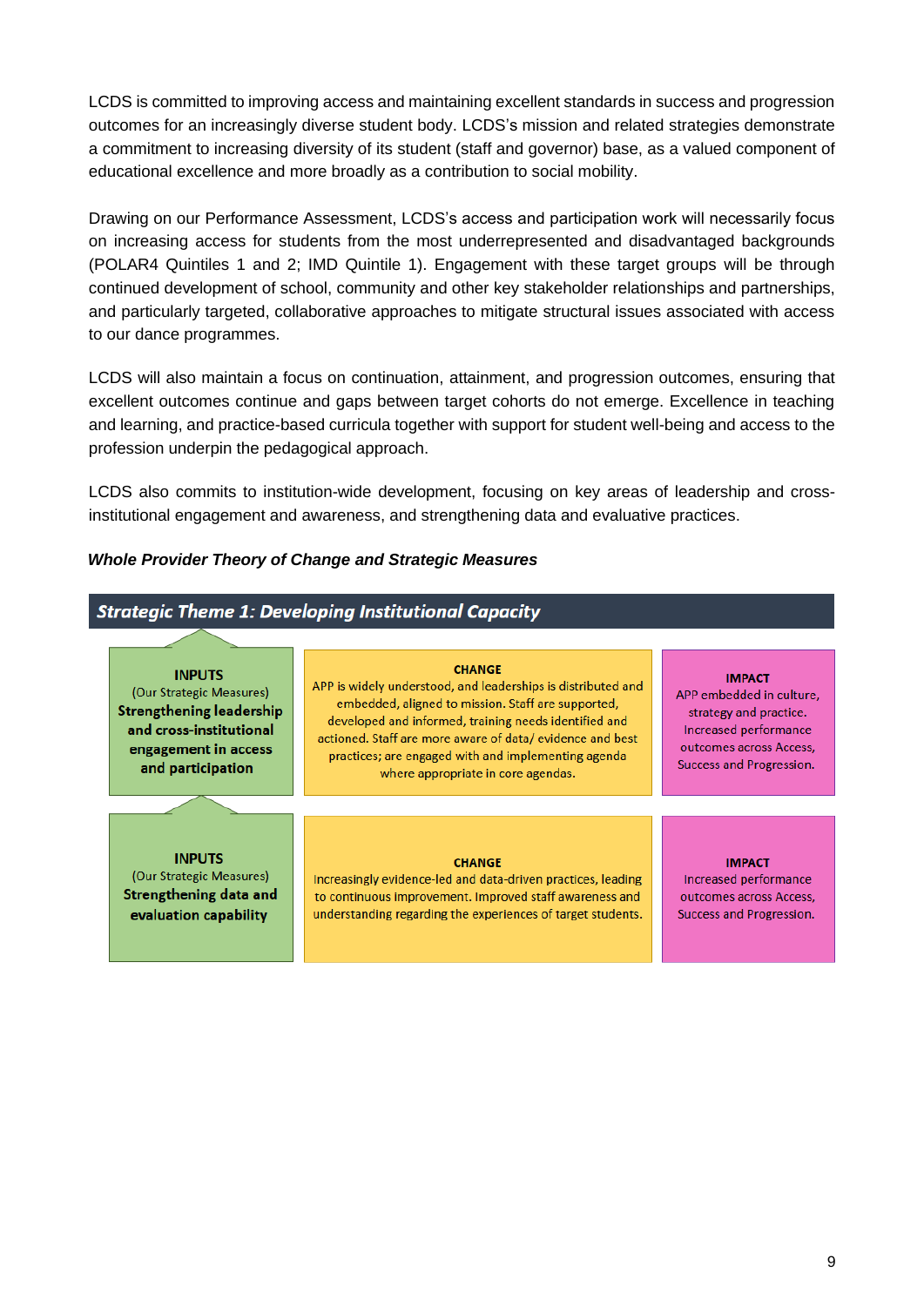LCDS is committed to improving access and maintaining excellent standards in success and progression outcomes for an increasingly diverse student body. LCDS's mission and related strategies demonstrate a commitment to increasing diversity of its student (staff and governor) base, as a valued component of educational excellence and more broadly as a contribution to social mobility.

Drawing on our Performance Assessment, LCDS's access and participation work will necessarily focus on increasing access for students from the most underrepresented and disadvantaged backgrounds (POLAR4 Quintiles 1 and 2; IMD Quintile 1). Engagement with these target groups will be through continued development of school, community and other key stakeholder relationships and partnerships, and particularly targeted, collaborative approaches to mitigate structural issues associated with access to our dance programmes.

LCDS will also maintain a focus on continuation, attainment, and progression outcomes, ensuring that excellent outcomes continue and gaps between target cohorts do not emerge. Excellence in teaching and learning, and practice-based curricula together with support for student well-being and access to the profession underpin the pedagogical approach.

LCDS also commits to institution-wide development, focusing on key areas of leadership and cross-institutional engagement and awareness, and strengthening data and evaluative practices.

***Whole Provider Theory of Change and Strategic Measures***

### *Strategic Theme 1: Developing Institutional Capacity*

| INPUTS | CHANGE | IMPACT |
|---|---|---|
| (Our Strategic Measures) **Strengthening leadership and cross-institutional engagement in access and participation** | APP is widely understood, and leaderships is distributed and embedded, aligned to mission. Staff are supported, developed and informed, training needs identified and actioned. Staff are more aware of data/ evidence and best practices; are engaged with and implementing agenda where appropriate in core agendas. | APP embedded in culture, strategy and practice. Increased performance outcomes across Access, Success and Progression. |
| (Our Strategic Measures) **Strengthening data and evaluation capability** | Increasingly evidence-led and data-driven practices, leading to continuous improvement. Improved staff awareness and understanding regarding the experiences of target students. | Increased performance outcomes across Access, Success and Progression. |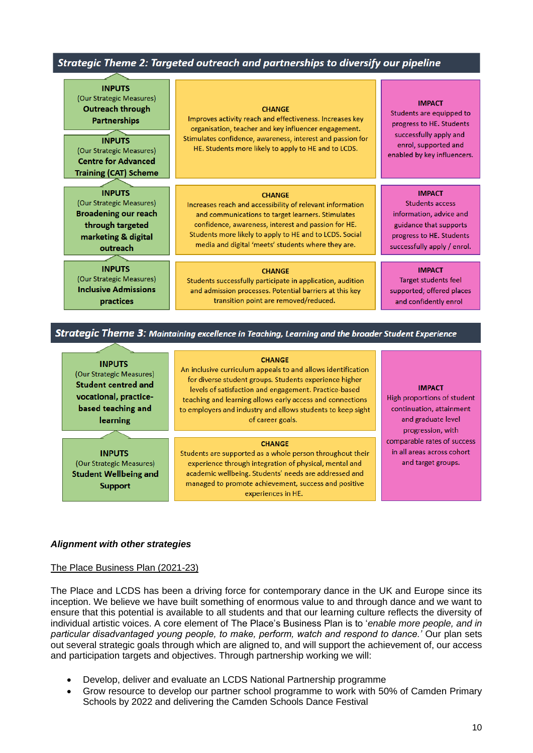## Strategic Theme 2: Targeted outreach and partnerships to diversify our pipeline

| INPUTS | CHANGE | IMPACT |
|---|---|---|
| **INPUTS** (Our Strategic Measures) **Outreach through Partnerships** | **CHANGE** Improves activity reach and effectiveness. Increases key organisation, teacher and key influencer engagement. Stimulates confidence, awareness, interest and passion for HE. Students more likely to apply to HE and to LCDS. | **IMPACT** Students are equipped to progress to HE. Students successfully apply and enrol, supported and enabled by key influencers. |
| **INPUTS** (Our Strategic Measures) **Centre for Advanced Training (CAT) Scheme** | | |
| **INPUTS** (Our Strategic Measures) **Broadening our reach through targeted marketing & digital outreach** | **CHANGE** Increases reach and accessibility of relevant information and communications to target learners. Stimulates confidence, awareness, interest and passion for HE. Students more likely to apply to HE and to LCDS. Social media and digital 'meets' students where they are. | **IMPACT** Students access information, advice and guidance that supports progress to HE. Students successfully apply / enrol. |
| **INPUTS** (Our Strategic Measures) **Inclusive Admissions practices** | **CHANGE** Students successfully participate in application, audition and admission processes. Potential barriers at this key transition point are removed/reduced. | **IMPACT** Target students feel supported; offered places and confidently enrol |

## Strategic Theme 3: Maintaining excellence in Teaching, Learning and the broader Student Experience

| INPUTS | CHANGE | IMPACT |
|---|---|---|
| **INPUTS** (Our Strategic Measures) **Student centred and vocational, practice-based teaching and learning** | **CHANGE** An inclusive curriculum appeals to and allows identification for diverse student groups. Students experience higher levels of satisfaction and engagement. Practice-based teaching and learning allows early access and connections to employers and industry and allows students to keep sight of career goals. | **IMPACT** High proportions of student continuation, attainment and graduate level progression, with comparable rates of success in all areas across cohort and target groups. |
| **INPUTS** (Our Strategic Measures) **Student Wellbeing and Support** | **CHANGE** Students are supported as a whole person throughout their experience through integration of physical, mental and academic wellbeing. Students' needs are addressed and managed to promote achievement, success and positive experiences in HE. | |

### *Alignment with other strategies*

<u>The Place Business Plan (2021-23)</u>

The Place and LCDS has been a driving force for contemporary dance in the UK and Europe since its inception. We believe we have built something of enormous value to and through dance and we want to ensure that this potential is available to all students and that our learning culture reflects the diversity of individual artistic voices. A core element of The Place's Business Plan is to '*enable more people, and in particular disadvantaged young people, to make, perform, watch and respond to dance.*' Our plan sets out several strategic goals through which are aligned to, and will support the achievement of, our access and participation targets and objectives. Through partnership working we will:

- Develop, deliver and evaluate an LCDS National Partnership programme
- Grow resource to develop our partner school programme to work with 50% of Camden Primary Schools by 2022 and delivering the Camden Schools Dance Festival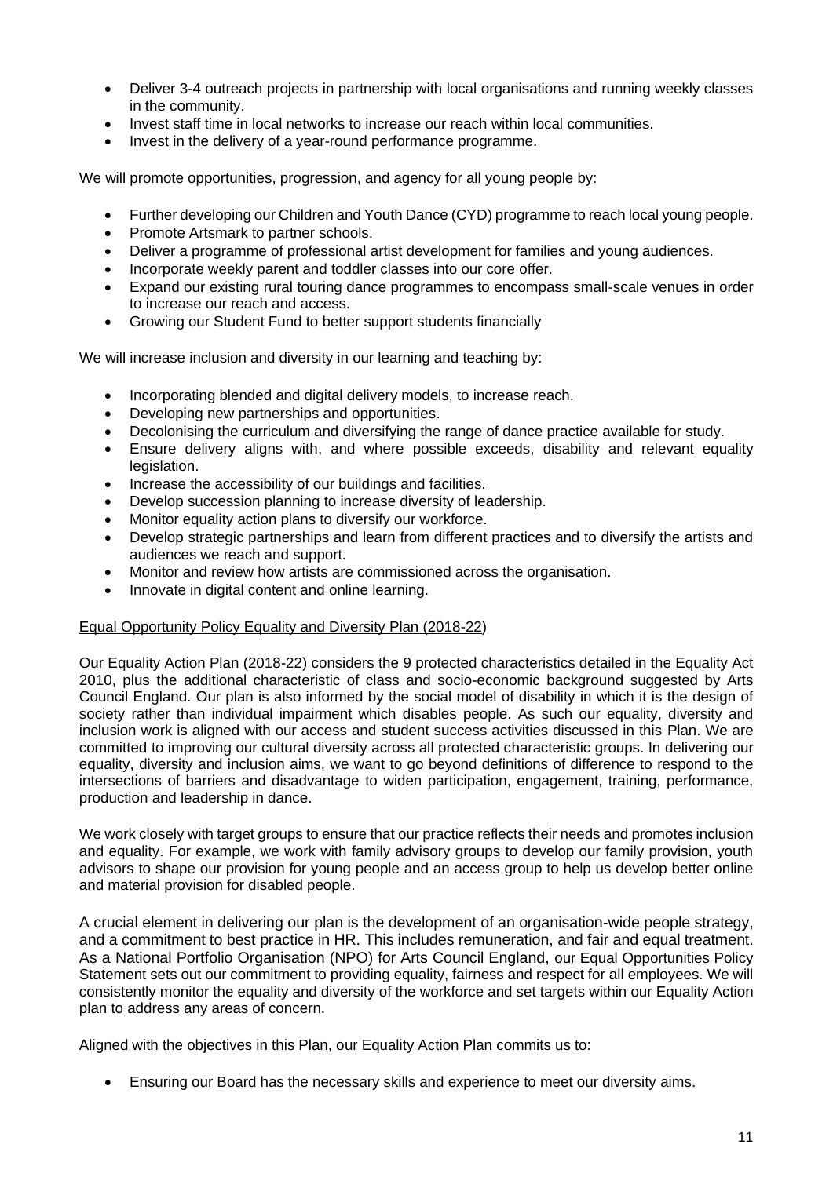- Deliver 3-4 outreach projects in partnership with local organisations and running weekly classes in the community.
- Invest staff time in local networks to increase our reach within local communities.
- Invest in the delivery of a year-round performance programme.

We will promote opportunities, progression, and agency for all young people by:

- Further developing our Children and Youth Dance (CYD) programme to reach local young people.
- Promote Artsmark to partner schools.
- Deliver a programme of professional artist development for families and young audiences.
- Incorporate weekly parent and toddler classes into our core offer.
- Expand our existing rural touring dance programmes to encompass small-scale venues in order to increase our reach and access.
- Growing our Student Fund to better support students financially

We will increase inclusion and diversity in our learning and teaching by:

- Incorporating blended and digital delivery models, to increase reach.
- Developing new partnerships and opportunities.
- Decolonising the curriculum and diversifying the range of dance practice available for study.
- Ensure delivery aligns with, and where possible exceeds, disability and relevant equality legislation.
- Increase the accessibility of our buildings and facilities.
- Develop succession planning to increase diversity of leadership.
- Monitor equality action plans to diversify our workforce.
- Develop strategic partnerships and learn from different practices and to diversify the artists and audiences we reach and support.
- Monitor and review how artists are commissioned across the organisation.
- Innovate in digital content and online learning.

Equal Opportunity Policy Equality and Diversity Plan (2018-22)

Our Equality Action Plan (2018-22) considers the 9 protected characteristics detailed in the Equality Act 2010, plus the additional characteristic of class and socio-economic background suggested by Arts Council England. Our plan is also informed by the social model of disability in which it is the design of society rather than individual impairment which disables people. As such our equality, diversity and inclusion work is aligned with our access and student success activities discussed in this Plan. We are committed to improving our cultural diversity across all protected characteristic groups. In delivering our equality, diversity and inclusion aims, we want to go beyond definitions of difference to respond to the intersections of barriers and disadvantage to widen participation, engagement, training, performance, production and leadership in dance.

We work closely with target groups to ensure that our practice reflects their needs and promotes inclusion and equality. For example, we work with family advisory groups to develop our family provision, youth advisors to shape our provision for young people and an access group to help us develop better online and material provision for disabled people.

A crucial element in delivering our plan is the development of an organisation-wide people strategy, and a commitment to best practice in HR. This includes remuneration, and fair and equal treatment. As a National Portfolio Organisation (NPO) for Arts Council England, our Equal Opportunities Policy Statement sets out our commitment to providing equality, fairness and respect for all employees. We will consistently monitor the equality and diversity of the workforce and set targets within our Equality Action plan to address any areas of concern.

Aligned with the objectives in this Plan, our Equality Action Plan commits us to:

- Ensuring our Board has the necessary skills and experience to meet our diversity aims.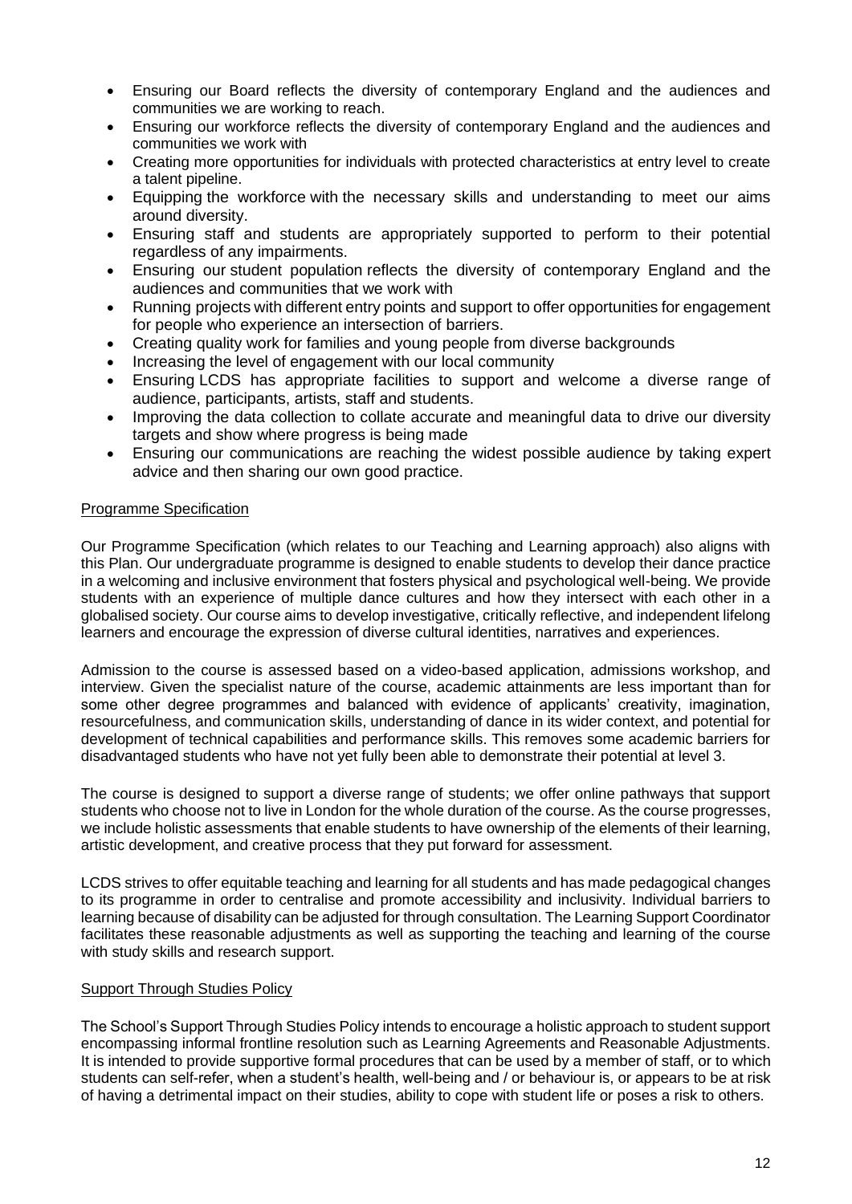- Ensuring our Board reflects the diversity of contemporary England and the audiences and communities we are working to reach.
- Ensuring our workforce reflects the diversity of contemporary England and the audiences and communities we work with
- Creating more opportunities for individuals with protected characteristics at entry level to create a talent pipeline.
- Equipping the workforce with the necessary skills and understanding to meet our aims around diversity.
- Ensuring staff and students are appropriately supported to perform to their potential regardless of any impairments.
- Ensuring our student population reflects the diversity of contemporary England and the audiences and communities that we work with
- Running projects with different entry points and support to offer opportunities for engagement for people who experience an intersection of barriers.
- Creating quality work for families and young people from diverse backgrounds
- Increasing the level of engagement with our local community
- Ensuring LCDS has appropriate facilities to support and welcome a diverse range of audience, participants, artists, staff and students.
- Improving the data collection to collate accurate and meaningful data to drive our diversity targets and show where progress is being made
- Ensuring our communications are reaching the widest possible audience by taking expert advice and then sharing our own good practice.

### Programme Specification

Our Programme Specification (which relates to our Teaching and Learning approach) also aligns with this Plan. Our undergraduate programme is designed to enable students to develop their dance practice in a welcoming and inclusive environment that fosters physical and psychological well-being. We provide students with an experience of multiple dance cultures and how they intersect with each other in a globalised society. Our course aims to develop investigative, critically reflective, and independent lifelong learners and encourage the expression of diverse cultural identities, narratives and experiences.

Admission to the course is assessed based on a video-based application, admissions workshop, and interview. Given the specialist nature of the course, academic attainments are less important than for some other degree programmes and balanced with evidence of applicants' creativity, imagination, resourcefulness, and communication skills, understanding of dance in its wider context, and potential for development of technical capabilities and performance skills. This removes some academic barriers for disadvantaged students who have not yet fully been able to demonstrate their potential at level 3.

The course is designed to support a diverse range of students; we offer online pathways that support students who choose not to live in London for the whole duration of the course. As the course progresses, we include holistic assessments that enable students to have ownership of the elements of their learning, artistic development, and creative process that they put forward for assessment.

LCDS strives to offer equitable teaching and learning for all students and has made pedagogical changes to its programme in order to centralise and promote accessibility and inclusivity. Individual barriers to learning because of disability can be adjusted for through consultation. The Learning Support Coordinator facilitates these reasonable adjustments as well as supporting the teaching and learning of the course with study skills and research support.

### Support Through Studies Policy

The School's Support Through Studies Policy intends to encourage a holistic approach to student support encompassing informal frontline resolution such as Learning Agreements and Reasonable Adjustments. It is intended to provide supportive formal procedures that can be used by a member of staff, or to which students can self-refer, when a student's health, well-being and / or behaviour is, or appears to be at risk of having a detrimental impact on their studies, ability to cope with student life or poses a risk to others.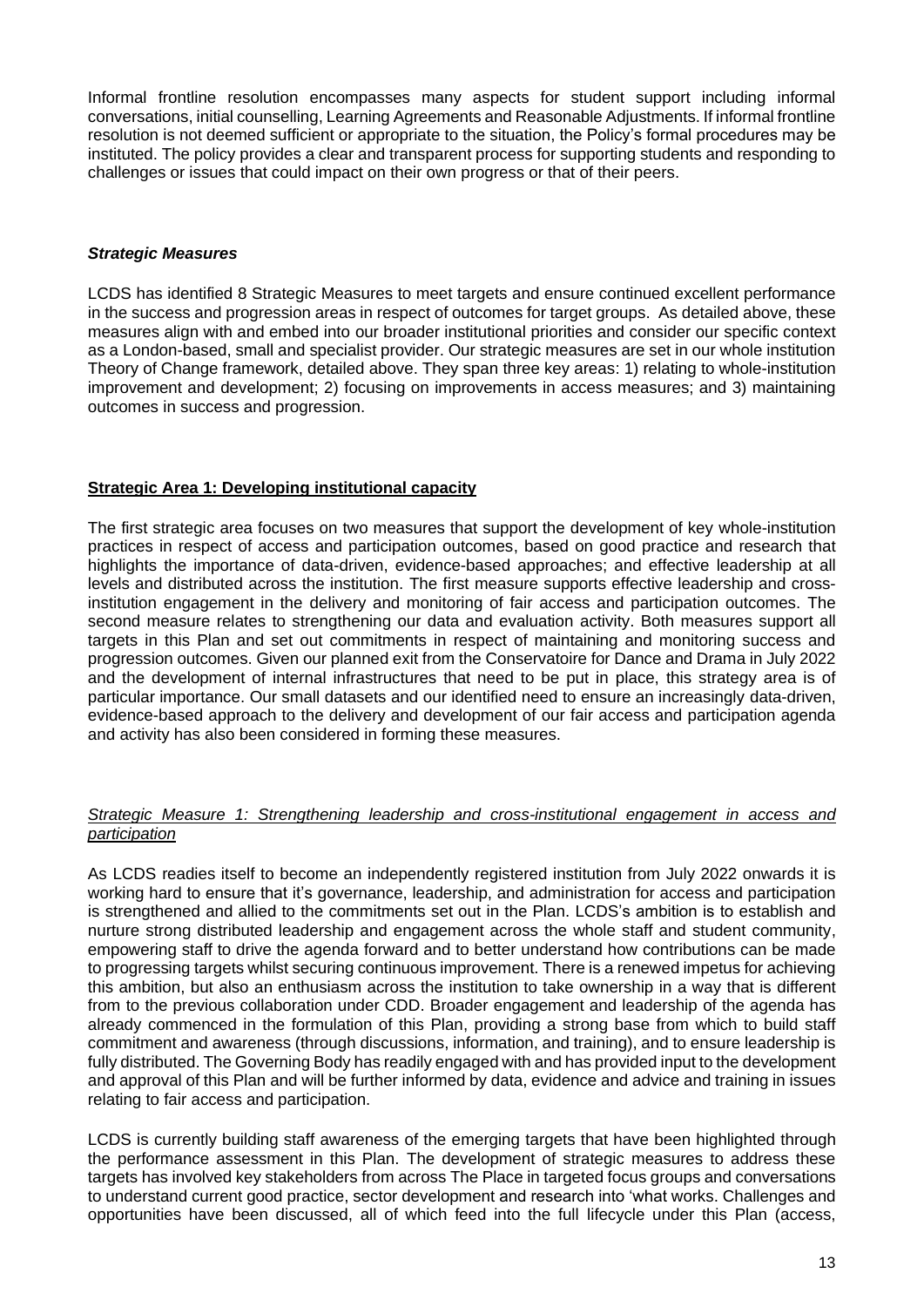Informal frontline resolution encompasses many aspects for student support including informal conversations, initial counselling, Learning Agreements and Reasonable Adjustments. If informal frontline resolution is not deemed sufficient or appropriate to the situation, the Policy's formal procedures may be instituted. The policy provides a clear and transparent process for supporting students and responding to challenges or issues that could impact on their own progress or that of their peers.

***Strategic Measures***

LCDS has identified 8 Strategic Measures to meet targets and ensure continued excellent performance in the success and progression areas in respect of outcomes for target groups. As detailed above, these measures align with and embed into our broader institutional priorities and consider our specific context as a London-based, small and specialist provider. Our strategic measures are set in our whole institution Theory of Change framework, detailed above. They span three key areas: 1) relating to whole-institution improvement and development; 2) focusing on improvements in access measures; and 3) maintaining outcomes in success and progression.

**Strategic Area 1: Developing institutional capacity**

The first strategic area focuses on two measures that support the development of key whole-institution practices in respect of access and participation outcomes, based on good practice and research that highlights the importance of data-driven, evidence-based approaches; and effective leadership at all levels and distributed across the institution. The first measure supports effective leadership and cross-institution engagement in the delivery and monitoring of fair access and participation outcomes. The second measure relates to strengthening our data and evaluation activity. Both measures support all targets in this Plan and set out commitments in respect of maintaining and monitoring success and progression outcomes. Given our planned exit from the Conservatoire for Dance and Drama in July 2022 and the development of internal infrastructures that need to be put in place, this strategy area is of particular importance. Our small datasets and our identified need to ensure an increasingly data-driven, evidence-based approach to the delivery and development of our fair access and participation agenda and activity has also been considered in forming these measures.

*Strategic Measure 1: Strengthening leadership and cross-institutional engagement in access and participation*

As LCDS readies itself to become an independently registered institution from July 2022 onwards it is working hard to ensure that it's governance, leadership, and administration for access and participation is strengthened and allied to the commitments set out in the Plan. LCDS's ambition is to establish and nurture strong distributed leadership and engagement across the whole staff and student community, empowering staff to drive the agenda forward and to better understand how contributions can be made to progressing targets whilst securing continuous improvement. There is a renewed impetus for achieving this ambition, but also an enthusiasm across the institution to take ownership in a way that is different from to the previous collaboration under CDD. Broader engagement and leadership of the agenda has already commenced in the formulation of this Plan, providing a strong base from which to build staff commitment and awareness (through discussions, information, and training), and to ensure leadership is fully distributed. The Governing Body has readily engaged with and has provided input to the development and approval of this Plan and will be further informed by data, evidence and advice and training in issues relating to fair access and participation.

LCDS is currently building staff awareness of the emerging targets that have been highlighted through the performance assessment in this Plan. The development of strategic measures to address these targets has involved key stakeholders from across The Place in targeted focus groups and conversations to understand current good practice, sector development and research into 'what works. Challenges and opportunities have been discussed, all of which feed into the full lifecycle under this Plan (access,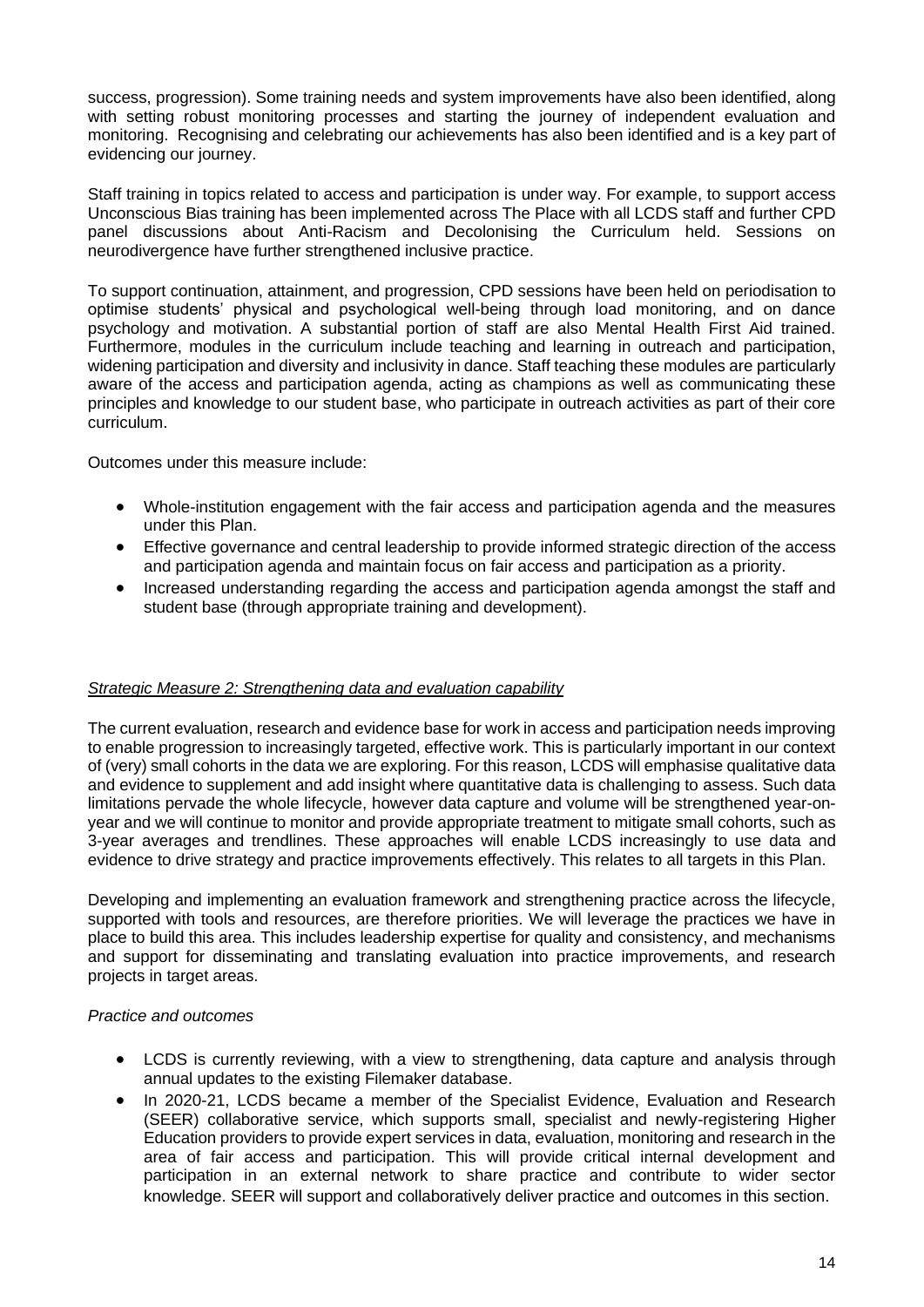success, progression). Some training needs and system improvements have also been identified, along with setting robust monitoring processes and starting the journey of independent evaluation and monitoring. Recognising and celebrating our achievements has also been identified and is a key part of evidencing our journey.

Staff training in topics related to access and participation is under way. For example, to support access Unconscious Bias training has been implemented across The Place with all LCDS staff and further CPD panel discussions about Anti-Racism and Decolonising the Curriculum held. Sessions on neurodivergence have further strengthened inclusive practice.

To support continuation, attainment, and progression, CPD sessions have been held on periodisation to optimise students' physical and psychological well-being through load monitoring, and on dance psychology and motivation. A substantial portion of staff are also Mental Health First Aid trained. Furthermore, modules in the curriculum include teaching and learning in outreach and participation, widening participation and diversity and inclusivity in dance. Staff teaching these modules are particularly aware of the access and participation agenda, acting as champions as well as communicating these principles and knowledge to our student base, who participate in outreach activities as part of their core curriculum.

Outcomes under this measure include:

- Whole-institution engagement with the fair access and participation agenda and the measures under this Plan.
- Effective governance and central leadership to provide informed strategic direction of the access and participation agenda and maintain focus on fair access and participation as a priority.
- Increased understanding regarding the access and participation agenda amongst the staff and student base (through appropriate training and development).

*Strategic Measure 2: Strengthening data and evaluation capability*

The current evaluation, research and evidence base for work in access and participation needs improving to enable progression to increasingly targeted, effective work. This is particularly important in our context of (very) small cohorts in the data we are exploring. For this reason, LCDS will emphasise qualitative data and evidence to supplement and add insight where quantitative data is challenging to assess. Such data limitations pervade the whole lifecycle, however data capture and volume will be strengthened year-on-year and we will continue to monitor and provide appropriate treatment to mitigate small cohorts, such as 3-year averages and trendlines. These approaches will enable LCDS increasingly to use data and evidence to drive strategy and practice improvements effectively. This relates to all targets in this Plan.

Developing and implementing an evaluation framework and strengthening practice across the lifecycle, supported with tools and resources, are therefore priorities. We will leverage the practices we have in place to build this area. This includes leadership expertise for quality and consistency, and mechanisms and support for disseminating and translating evaluation into practice improvements, and research projects in target areas.

*Practice and outcomes*

- LCDS is currently reviewing, with a view to strengthening, data capture and analysis through annual updates to the existing Filemaker database.
- In 2020-21, LCDS became a member of the Specialist Evidence, Evaluation and Research (SEER) collaborative service, which supports small, specialist and newly-registering Higher Education providers to provide expert services in data, evaluation, monitoring and research in the area of fair access and participation. This will provide critical internal development and participation in an external network to share practice and contribute to wider sector knowledge. SEER will support and collaboratively deliver practice and outcomes in this section.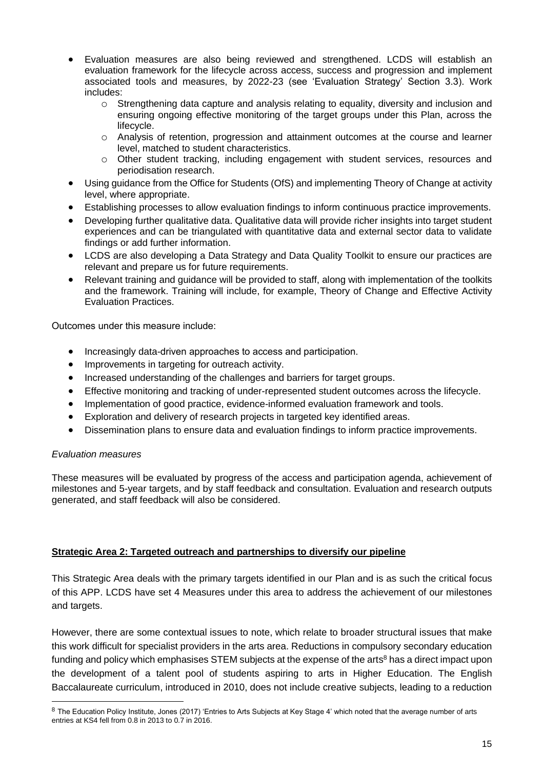- Evaluation measures are also being reviewed and strengthened. LCDS will establish an evaluation framework for the lifecycle across access, success and progression and implement associated tools and measures, by 2022-23 (see 'Evaluation Strategy' Section 3.3). Work includes:
  - Strengthening data capture and analysis relating to equality, diversity and inclusion and ensuring ongoing effective monitoring of the target groups under this Plan, across the lifecycle.
  - Analysis of retention, progression and attainment outcomes at the course and learner level, matched to student characteristics.
  - Other student tracking, including engagement with student services, resources and periodisation research.
- Using guidance from the Office for Students (OfS) and implementing Theory of Change at activity level, where appropriate.
- Establishing processes to allow evaluation findings to inform continuous practice improvements.
- Developing further qualitative data. Qualitative data will provide richer insights into target student experiences and can be triangulated with quantitative data and external sector data to validate findings or add further information.
- LCDS are also developing a Data Strategy and Data Quality Toolkit to ensure our practices are relevant and prepare us for future requirements.
- Relevant training and guidance will be provided to staff, along with implementation of the toolkits and the framework. Training will include, for example, Theory of Change and Effective Activity Evaluation Practices.

Outcomes under this measure include:

- Increasingly data-driven approaches to access and participation.
- Improvements in targeting for outreach activity.
- Increased understanding of the challenges and barriers for target groups.
- Effective monitoring and tracking of under-represented student outcomes across the lifecycle.
- Implementation of good practice, evidence-informed evaluation framework and tools.
- Exploration and delivery of research projects in targeted key identified areas.
- Dissemination plans to ensure data and evaluation findings to inform practice improvements.

*Evaluation measures*

These measures will be evaluated by progress of the access and participation agenda, achievement of milestones and 5-year targets, and by staff feedback and consultation. Evaluation and research outputs generated, and staff feedback will also be considered.

**Strategic Area 2: Targeted outreach and partnerships to diversify our pipeline**

This Strategic Area deals with the primary targets identified in our Plan and is as such the critical focus of this APP. LCDS have set 4 Measures under this area to address the achievement of our milestones and targets.

However, there are some contextual issues to note, which relate to broader structural issues that make this work difficult for specialist providers in the arts area. Reductions in compulsory secondary education funding and policy which emphasises STEM subjects at the expense of the arts[8] has a direct impact upon the development of a talent pool of students aspiring to arts in Higher Education. The English Baccalaureate curriculum, introduced in 2010, does not include creative subjects, leading to a reduction

[8] The Education Policy Institute, Jones (2017) 'Entries to Arts Subjects at Key Stage 4' which noted that the average number of arts entries at KS4 fell from 0.8 in 2013 to 0.7 in 2016.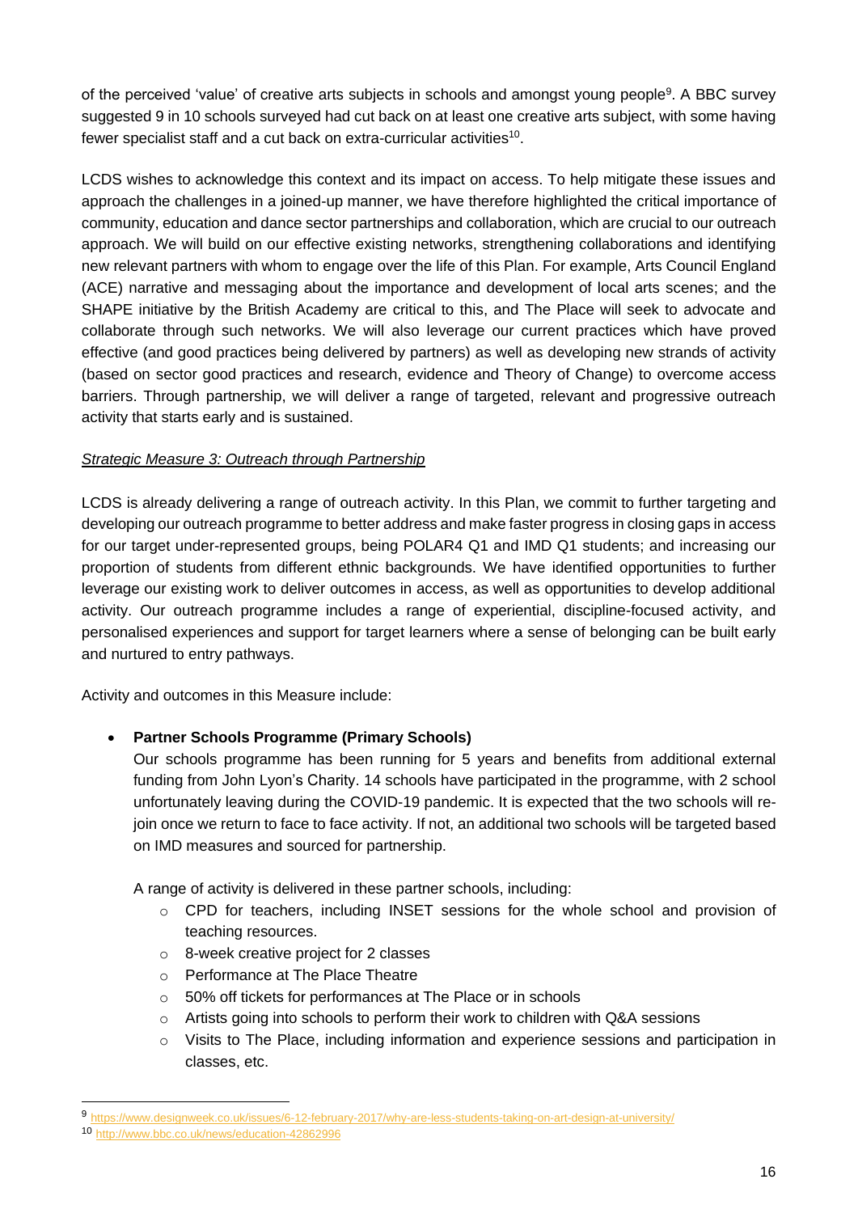of the perceived 'value' of creative arts subjects in schools and amongst young people[9]. A BBC survey suggested 9 in 10 schools surveyed had cut back on at least one creative arts subject, with some having fewer specialist staff and a cut back on extra-curricular activities[10].

LCDS wishes to acknowledge this context and its impact on access. To help mitigate these issues and approach the challenges in a joined-up manner, we have therefore highlighted the critical importance of community, education and dance sector partnerships and collaboration, which are crucial to our outreach approach. We will build on our effective existing networks, strengthening collaborations and identifying new relevant partners with whom to engage over the life of this Plan. For example, Arts Council England (ACE) narrative and messaging about the importance and development of local arts scenes; and the SHAPE initiative by the British Academy are critical to this, and The Place will seek to advocate and collaborate through such networks. We will also leverage our current practices which have proved effective (and good practices being delivered by partners) as well as developing new strands of activity (based on sector good practices and research, evidence and Theory of Change) to overcome access barriers. Through partnership, we will deliver a range of targeted, relevant and progressive outreach activity that starts early and is sustained.

_Strategic Measure 3: Outreach through Partnership_

LCDS is already delivering a range of outreach activity. In this Plan, we commit to further targeting and developing our outreach programme to better address and make faster progress in closing gaps in access for our target under-represented groups, being POLAR4 Q1 and IMD Q1 students; and increasing our proportion of students from different ethnic backgrounds. We have identified opportunities to further leverage our existing work to deliver outcomes in access, as well as opportunities to develop additional activity. Our outreach programme includes a range of experiential, discipline-focused activity, and personalised experiences and support for target learners where a sense of belonging can be built early and nurtured to entry pathways.

Activity and outcomes in this Measure include:

- **Partner Schools Programme (Primary Schools)**
  Our schools programme has been running for 5 years and benefits from additional external funding from John Lyon's Charity. 14 schools have participated in the programme, with 2 school unfortunately leaving during the COVID-19 pandemic. It is expected that the two schools will re-join once we return to face to face activity. If not, an additional two schools will be targeted based on IMD measures and sourced for partnership.

  A range of activity is delivered in these partner schools, including:
  - CPD for teachers, including INSET sessions for the whole school and provision of teaching resources.
  - 8-week creative project for 2 classes
  - Performance at The Place Theatre
  - 50% off tickets for performances at The Place or in schools
  - Artists going into schools to perform their work to children with Q&A sessions
  - Visits to The Place, including information and experience sessions and participation in classes, etc.

---

[9] https://www.designweek.co.uk/issues/6-12-february-2017/why-are-less-students-taking-on-art-design-at-university/

[10] http://www.bbc.co.uk/news/education-42862996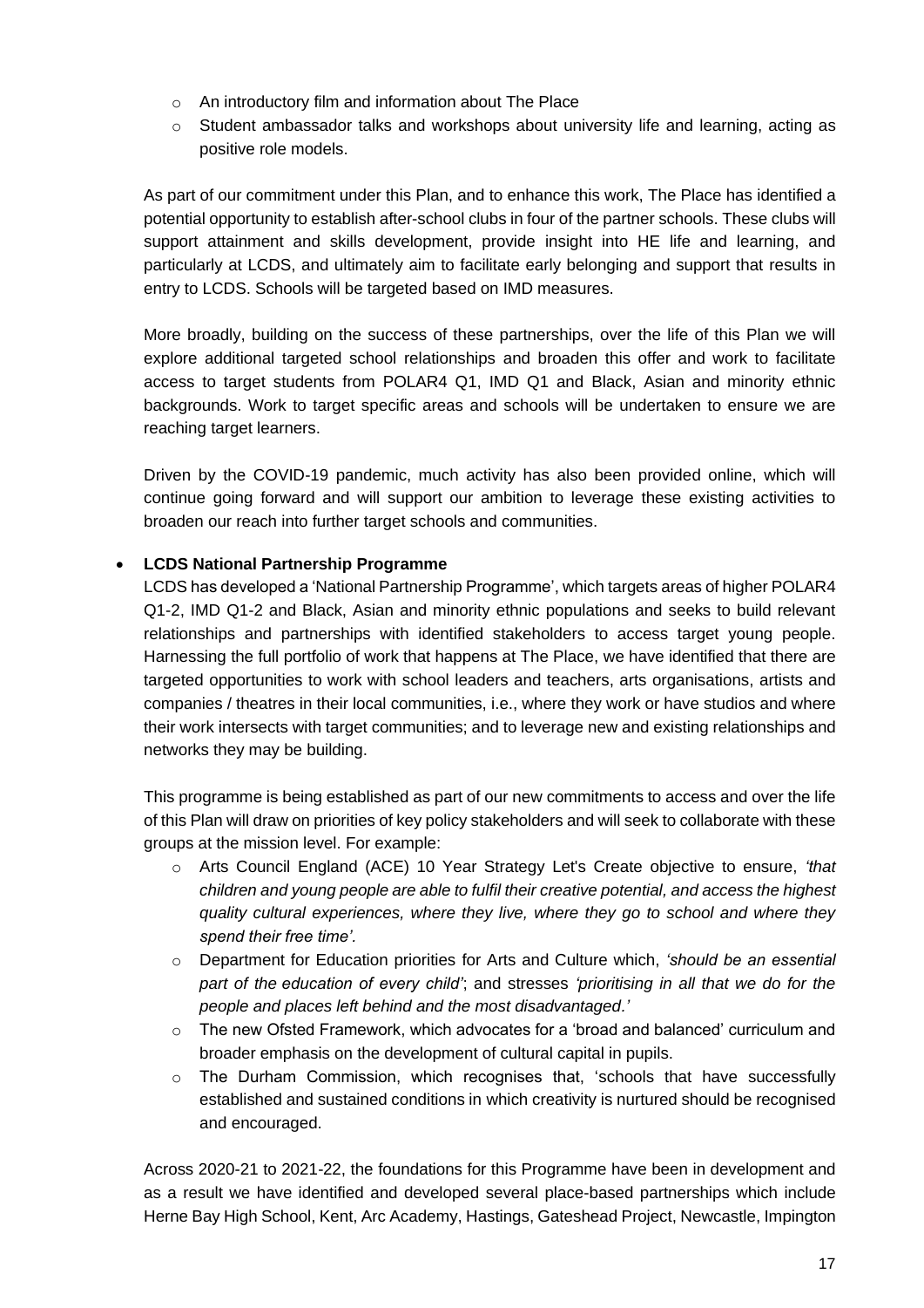- An introductory film and information about The Place
  - Student ambassador talks and workshops about university life and learning, acting as positive role models.

  As part of our commitment under this Plan, and to enhance this work, The Place has identified a potential opportunity to establish after-school clubs in four of the partner schools. These clubs will support attainment and skills development, provide insight into HE life and learning, and particularly at LCDS, and ultimately aim to facilitate early belonging and support that results in entry to LCDS. Schools will be targeted based on IMD measures.

  More broadly, building on the success of these partnerships, over the life of this Plan we will explore additional targeted school relationships and broaden this offer and work to facilitate access to target students from POLAR4 Q1, IMD Q1 and Black, Asian and minority ethnic backgrounds. Work to target specific areas and schools will be undertaken to ensure we are reaching target learners.

  Driven by the COVID-19 pandemic, much activity has also been provided online, which will continue going forward and will support our ambition to leverage these existing activities to broaden our reach into further target schools and communities.

- **LCDS National Partnership Programme**
  LCDS has developed a 'National Partnership Programme', which targets areas of higher POLAR4 Q1-2, IMD Q1-2 and Black, Asian and minority ethnic populations and seeks to build relevant relationships and partnerships with identified stakeholders to access target young people. Harnessing the full portfolio of work that happens at The Place, we have identified that there are targeted opportunities to work with school leaders and teachers, arts organisations, artists and companies / theatres in their local communities, i.e., where they work or have studios and where their work intersects with target communities; and to leverage new and existing relationships and networks they may be building.

  This programme is being established as part of our new commitments to access and over the life of this Plan will draw on priorities of key policy stakeholders and will seek to collaborate with these groups at the mission level. For example:
  - Arts Council England (ACE) 10 Year Strategy Let's Create objective to ensure, *'that children and young people are able to fulfil their creative potential, and access the highest quality cultural experiences, where they live, where they go to school and where they spend their free time'.*
  - Department for Education priorities for Arts and Culture which, *'should be an essential part of the education of every child'*; and stresses *'prioritising in all that we do for the people and places left behind and the most disadvantaged.'*
  - The new Ofsted Framework, which advocates for a 'broad and balanced' curriculum and broader emphasis on the development of cultural capital in pupils.
  - The Durham Commission, which recognises that, 'schools that have successfully established and sustained conditions in which creativity is nurtured should be recognised and encouraged.

  Across 2020-21 to 2021-22, the foundations for this Programme have been in development and as a result we have identified and developed several place-based partnerships which include Herne Bay High School, Kent, Arc Academy, Hastings, Gateshead Project, Newcastle, Impington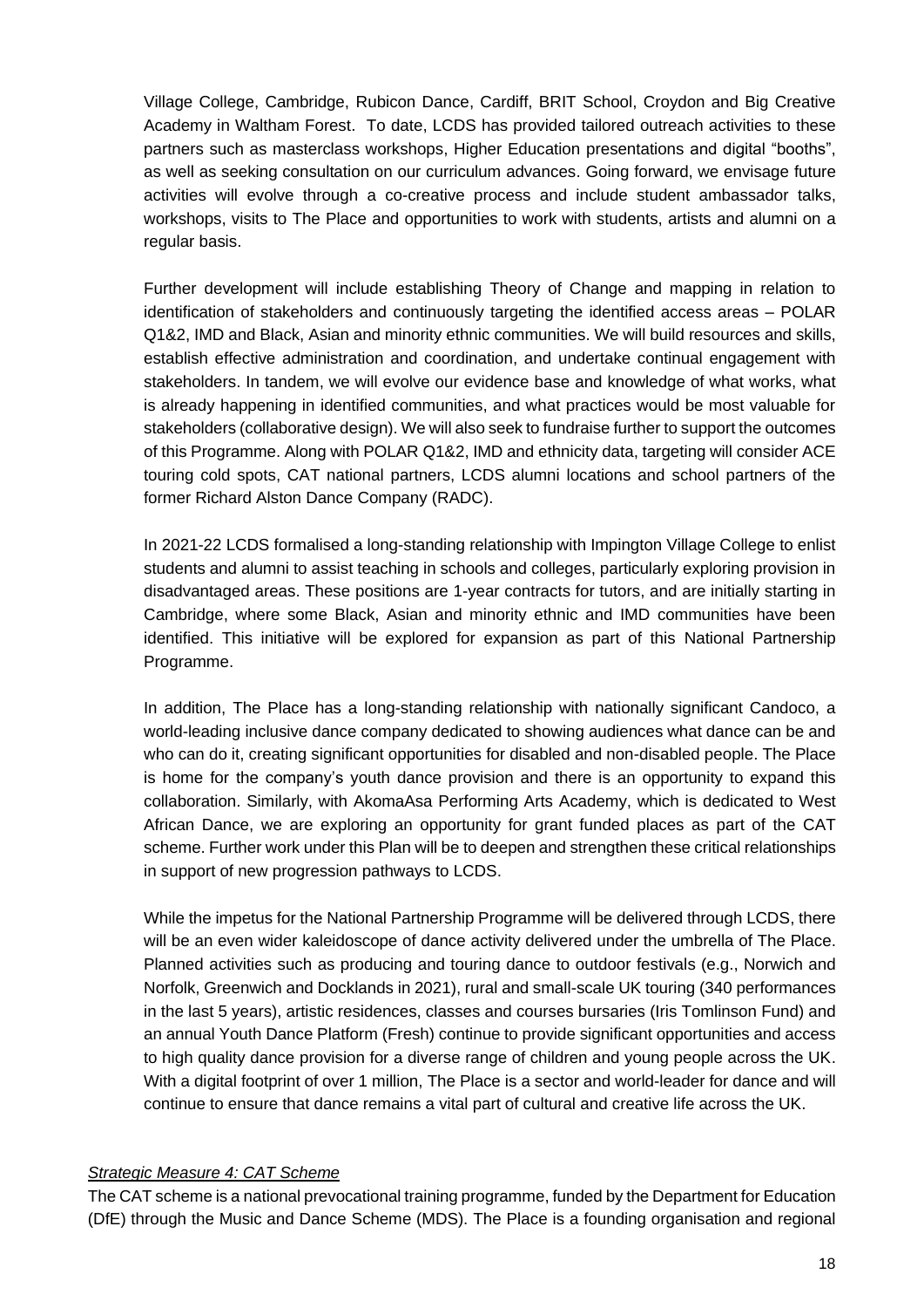Village College, Cambridge, Rubicon Dance, Cardiff, BRIT School, Croydon and Big Creative Academy in Waltham Forest. To date, LCDS has provided tailored outreach activities to these partners such as masterclass workshops, Higher Education presentations and digital "booths", as well as seeking consultation on our curriculum advances. Going forward, we envisage future activities will evolve through a co-creative process and include student ambassador talks, workshops, visits to The Place and opportunities to work with students, artists and alumni on a regular basis.

Further development will include establishing Theory of Change and mapping in relation to identification of stakeholders and continuously targeting the identified access areas – POLAR Q1&2, IMD and Black, Asian and minority ethnic communities. We will build resources and skills, establish effective administration and coordination, and undertake continual engagement with stakeholders. In tandem, we will evolve our evidence base and knowledge of what works, what is already happening in identified communities, and what practices would be most valuable for stakeholders (collaborative design). We will also seek to fundraise further to support the outcomes of this Programme. Along with POLAR Q1&2, IMD and ethnicity data, targeting will consider ACE touring cold spots, CAT national partners, LCDS alumni locations and school partners of the former Richard Alston Dance Company (RADC).

In 2021-22 LCDS formalised a long-standing relationship with Impington Village College to enlist students and alumni to assist teaching in schools and colleges, particularly exploring provision in disadvantaged areas. These positions are 1-year contracts for tutors, and are initially starting in Cambridge, where some Black, Asian and minority ethnic and IMD communities have been identified. This initiative will be explored for expansion as part of this National Partnership Programme.

In addition, The Place has a long-standing relationship with nationally significant Candoco, a world-leading inclusive dance company dedicated to showing audiences what dance can be and who can do it, creating significant opportunities for disabled and non-disabled people. The Place is home for the company's youth dance provision and there is an opportunity to expand this collaboration. Similarly, with AkomaAsa Performing Arts Academy, which is dedicated to West African Dance, we are exploring an opportunity for grant funded places as part of the CAT scheme. Further work under this Plan will be to deepen and strengthen these critical relationships in support of new progression pathways to LCDS.

While the impetus for the National Partnership Programme will be delivered through LCDS, there will be an even wider kaleidoscope of dance activity delivered under the umbrella of The Place. Planned activities such as producing and touring dance to outdoor festivals (e.g., Norwich and Norfolk, Greenwich and Docklands in 2021), rural and small-scale UK touring (340 performances in the last 5 years), artistic residences, classes and courses bursaries (Iris Tomlinson Fund) and an annual Youth Dance Platform (Fresh) continue to provide significant opportunities and access to high quality dance provision for a diverse range of children and young people across the UK. With a digital footprint of over 1 million, The Place is a sector and world-leader for dance and will continue to ensure that dance remains a vital part of cultural and creative life across the UK.

*Strategic Measure 4: CAT Scheme*

The CAT scheme is a national prevocational training programme, funded by the Department for Education (DfE) through the Music and Dance Scheme (MDS). The Place is a founding organisation and regional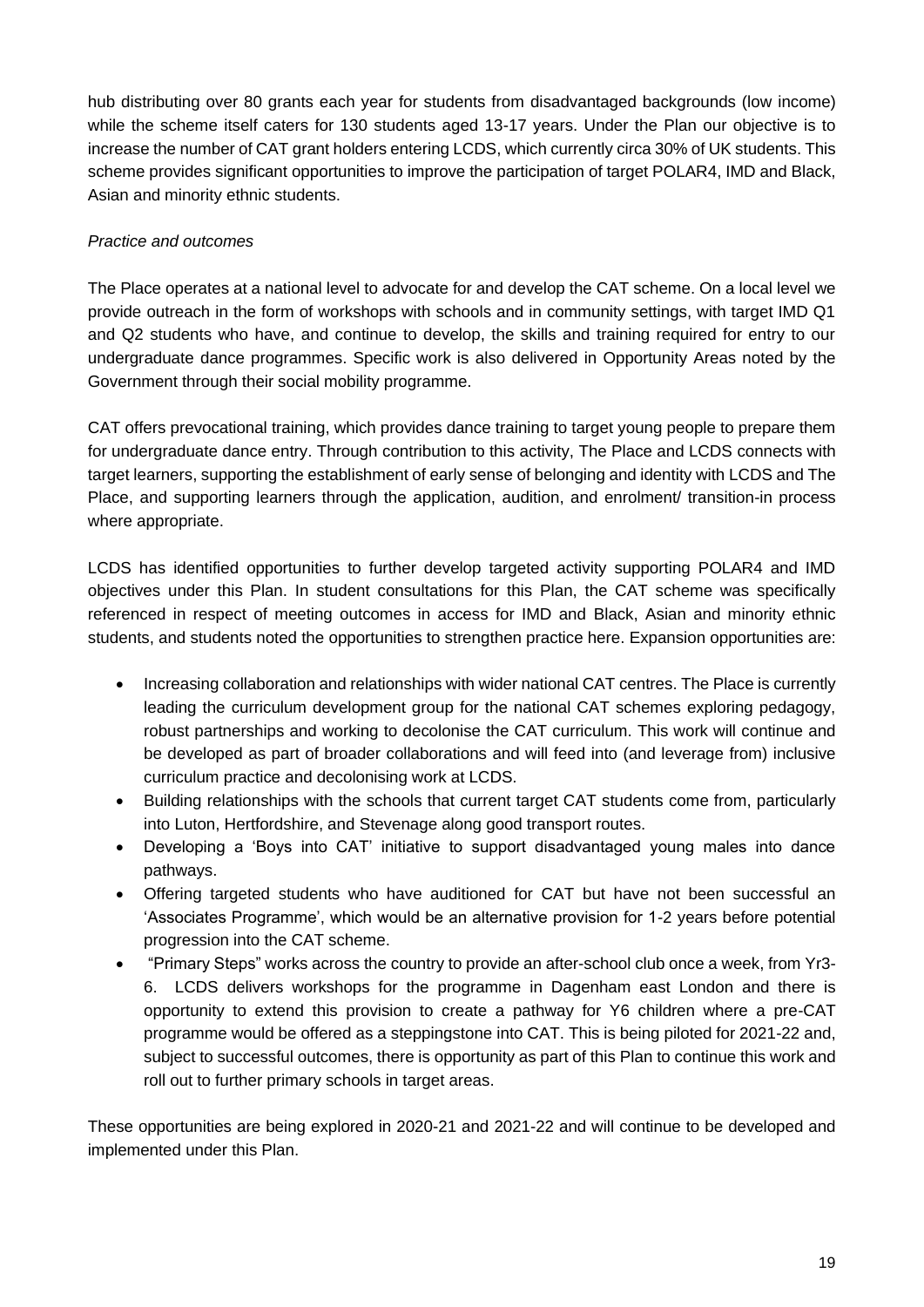hub distributing over 80 grants each year for students from disadvantaged backgrounds (low income) while the scheme itself caters for 130 students aged 13-17 years. Under the Plan our objective is to increase the number of CAT grant holders entering LCDS, which currently circa 30% of UK students. This scheme provides significant opportunities to improve the participation of target POLAR4, IMD and Black, Asian and minority ethnic students.

*Practice and outcomes*

The Place operates at a national level to advocate for and develop the CAT scheme. On a local level we provide outreach in the form of workshops with schools and in community settings, with target IMD Q1 and Q2 students who have, and continue to develop, the skills and training required for entry to our undergraduate dance programmes. Specific work is also delivered in Opportunity Areas noted by the Government through their social mobility programme.

CAT offers prevocational training, which provides dance training to target young people to prepare them for undergraduate dance entry. Through contribution to this activity, The Place and LCDS connects with target learners, supporting the establishment of early sense of belonging and identity with LCDS and The Place, and supporting learners through the application, audition, and enrolment/ transition-in process where appropriate.

LCDS has identified opportunities to further develop targeted activity supporting POLAR4 and IMD objectives under this Plan. In student consultations for this Plan, the CAT scheme was specifically referenced in respect of meeting outcomes in access for IMD and Black, Asian and minority ethnic students, and students noted the opportunities to strengthen practice here. Expansion opportunities are:

- Increasing collaboration and relationships with wider national CAT centres. The Place is currently leading the curriculum development group for the national CAT schemes exploring pedagogy, robust partnerships and working to decolonise the CAT curriculum. This work will continue and be developed as part of broader collaborations and will feed into (and leverage from) inclusive curriculum practice and decolonising work at LCDS.
- Building relationships with the schools that current target CAT students come from, particularly into Luton, Hertfordshire, and Stevenage along good transport routes.
- Developing a 'Boys into CAT' initiative to support disadvantaged young males into dance pathways.
- Offering targeted students who have auditioned for CAT but have not been successful an 'Associates Programme', which would be an alternative provision for 1-2 years before potential progression into the CAT scheme.
- "Primary Steps" works across the country to provide an after-school club once a week, from Yr3-6. LCDS delivers workshops for the programme in Dagenham east London and there is opportunity to extend this provision to create a pathway for Y6 children where a pre-CAT programme would be offered as a steppingstone into CAT. This is being piloted for 2021-22 and, subject to successful outcomes, there is opportunity as part of this Plan to continue this work and roll out to further primary schools in target areas.

These opportunities are being explored in 2020-21 and 2021-22 and will continue to be developed and implemented under this Plan.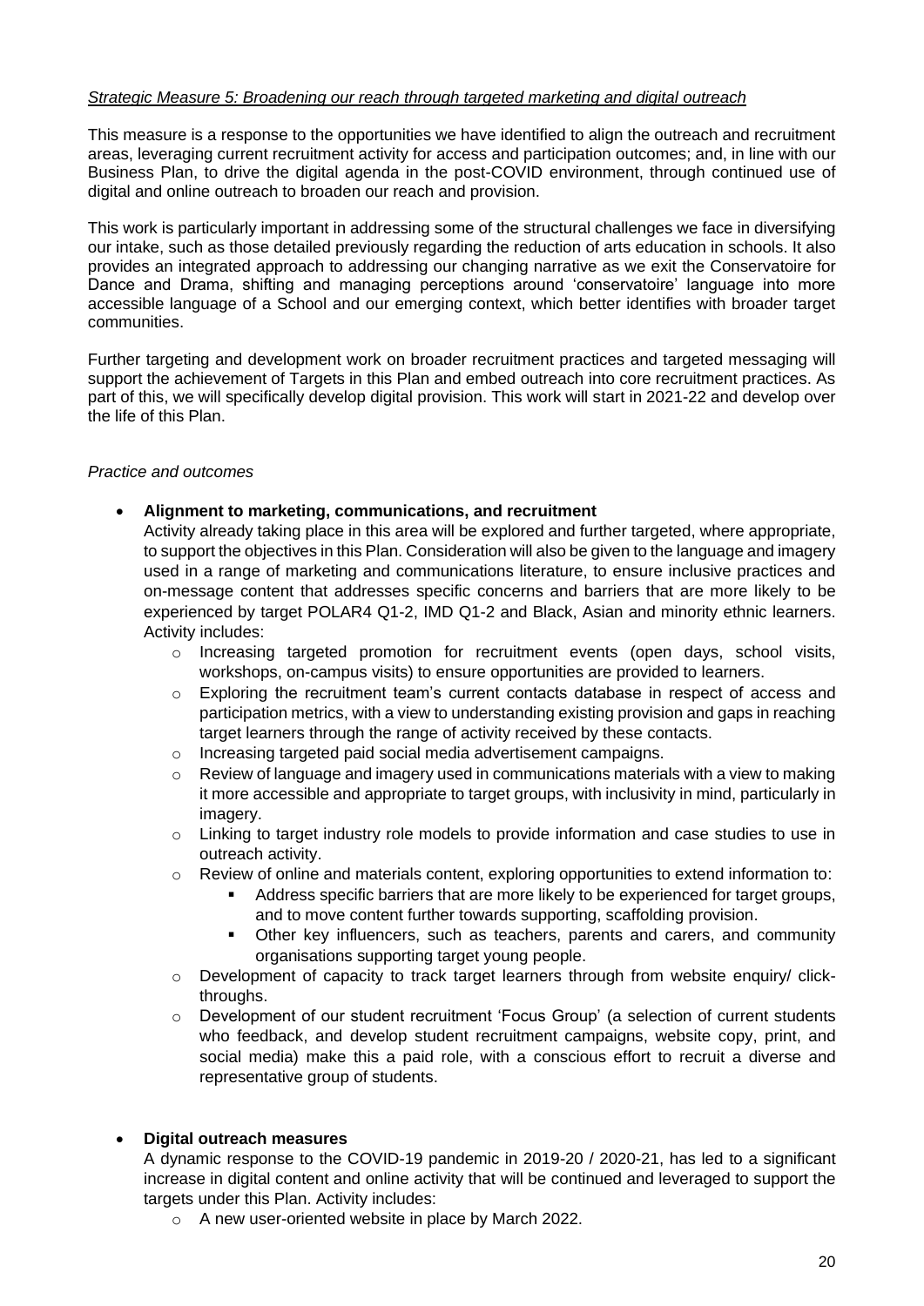*Strategic Measure 5: Broadening our reach through targeted marketing and digital outreach*

This measure is a response to the opportunities we have identified to align the outreach and recruitment areas, leveraging current recruitment activity for access and participation outcomes; and, in line with our Business Plan, to drive the digital agenda in the post-COVID environment, through continued use of digital and online outreach to broaden our reach and provision.

This work is particularly important in addressing some of the structural challenges we face in diversifying our intake, such as those detailed previously regarding the reduction of arts education in schools. It also provides an integrated approach to addressing our changing narrative as we exit the Conservatoire for Dance and Drama, shifting and managing perceptions around 'conservatoire' language into more accessible language of a School and our emerging context, which better identifies with broader target communities.

Further targeting and development work on broader recruitment practices and targeted messaging will support the achievement of Targets in this Plan and embed outreach into core recruitment practices. As part of this, we will specifically develop digital provision. This work will start in 2021-22 and develop over the life of this Plan.

*Practice and outcomes*

- **Alignment to marketing, communications, and recruitment**
  Activity already taking place in this area will be explored and further targeted, where appropriate, to support the objectives in this Plan. Consideration will also be given to the language and imagery used in a range of marketing and communications literature, to ensure inclusive practices and on-message content that addresses specific concerns and barriers that are more likely to be experienced by target POLAR4 Q1-2, IMD Q1-2 and Black, Asian and minority ethnic learners. Activity includes:
  - Increasing targeted promotion for recruitment events (open days, school visits, workshops, on-campus visits) to ensure opportunities are provided to learners.
  - Exploring the recruitment team's current contacts database in respect of access and participation metrics, with a view to understanding existing provision and gaps in reaching target learners through the range of activity received by these contacts.
  - Increasing targeted paid social media advertisement campaigns.
  - Review of language and imagery used in communications materials with a view to making it more accessible and appropriate to target groups, with inclusivity in mind, particularly in imagery.
  - Linking to target industry role models to provide information and case studies to use in outreach activity.
  - Review of online and materials content, exploring opportunities to extend information to:
    - Address specific barriers that are more likely to be experienced for target groups, and to move content further towards supporting, scaffolding provision.
    - Other key influencers, such as teachers, parents and carers, and community organisations supporting target young people.
  - Development of capacity to track target learners through from website enquiry/ click-throughs.
  - Development of our student recruitment 'Focus Group' (a selection of current students who feedback, and develop student recruitment campaigns, website copy, print, and social media) make this a paid role, with a conscious effort to recruit a diverse and representative group of students.

- **Digital outreach measures**
  A dynamic response to the COVID-19 pandemic in 2019-20 / 2020-21, has led to a significant increase in digital content and online activity that will be continued and leveraged to support the targets under this Plan. Activity includes:
  - A new user-oriented website in place by March 2022.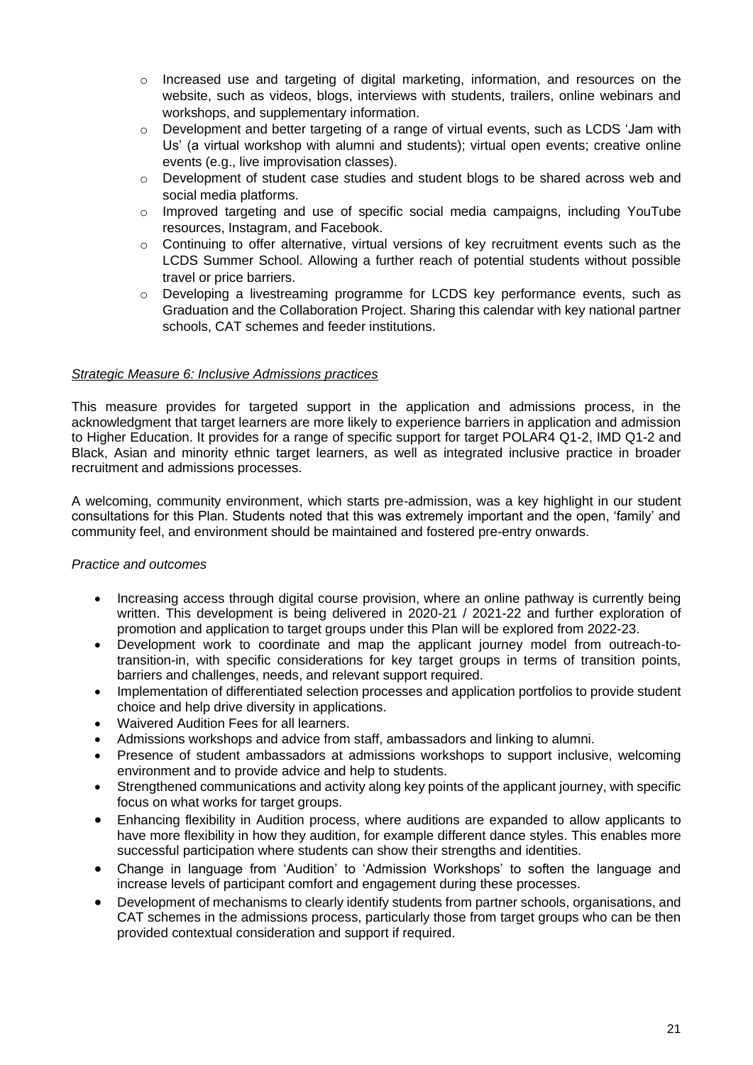- Increased use and targeting of digital marketing, information, and resources on the website, such as videos, blogs, interviews with students, trailers, online webinars and workshops, and supplementary information.
  - Development and better targeting of a range of virtual events, such as LCDS 'Jam with Us' (a virtual workshop with alumni and students); virtual open events; creative online events (e.g., live improvisation classes).
  - Development of student case studies and student blogs to be shared across web and social media platforms.
  - Improved targeting and use of specific social media campaigns, including YouTube resources, Instagram, and Facebook.
  - Continuing to offer alternative, virtual versions of key recruitment events such as the LCDS Summer School. Allowing a further reach of potential students without possible travel or price barriers.
  - Developing a livestreaming programme for LCDS key performance events, such as Graduation and the Collaboration Project. Sharing this calendar with key national partner schools, CAT schemes and feeder institutions.

*Strategic Measure 6: Inclusive Admissions practices*

This measure provides for targeted support in the application and admissions process, in the acknowledgment that target learners are more likely to experience barriers in application and admission to Higher Education. It provides for a range of specific support for target POLAR4 Q1-2, IMD Q1-2 and Black, Asian and minority ethnic target learners, as well as integrated inclusive practice in broader recruitment and admissions processes.

A welcoming, community environment, which starts pre-admission, was a key highlight in our student consultations for this Plan. Students noted that this was extremely important and the open, 'family' and community feel, and environment should be maintained and fostered pre-entry onwards.

*Practice and outcomes*

- Increasing access through digital course provision, where an online pathway is currently being written. This development is being delivered in 2020-21 / 2021-22 and further exploration of promotion and application to target groups under this Plan will be explored from 2022-23.
- Development work to coordinate and map the applicant journey model from outreach-to-transition-in, with specific considerations for key target groups in terms of transition points, barriers and challenges, needs, and relevant support required.
- Implementation of differentiated selection processes and application portfolios to provide student choice and help drive diversity in applications.
- Waivered Audition Fees for all learners.
- Admissions workshops and advice from staff, ambassadors and linking to alumni.
- Presence of student ambassadors at admissions workshops to support inclusive, welcoming environment and to provide advice and help to students.
- Strengthened communications and activity along key points of the applicant journey, with specific focus on what works for target groups.
- Enhancing flexibility in Audition process, where auditions are expanded to allow applicants to have more flexibility in how they audition, for example different dance styles. This enables more successful participation where students can show their strengths and identities.
- Change in language from 'Audition' to 'Admission Workshops' to soften the language and increase levels of participant comfort and engagement during these processes.
- Development of mechanisms to clearly identify students from partner schools, organisations, and CAT schemes in the admissions process, particularly those from target groups who can be then provided contextual consideration and support if required.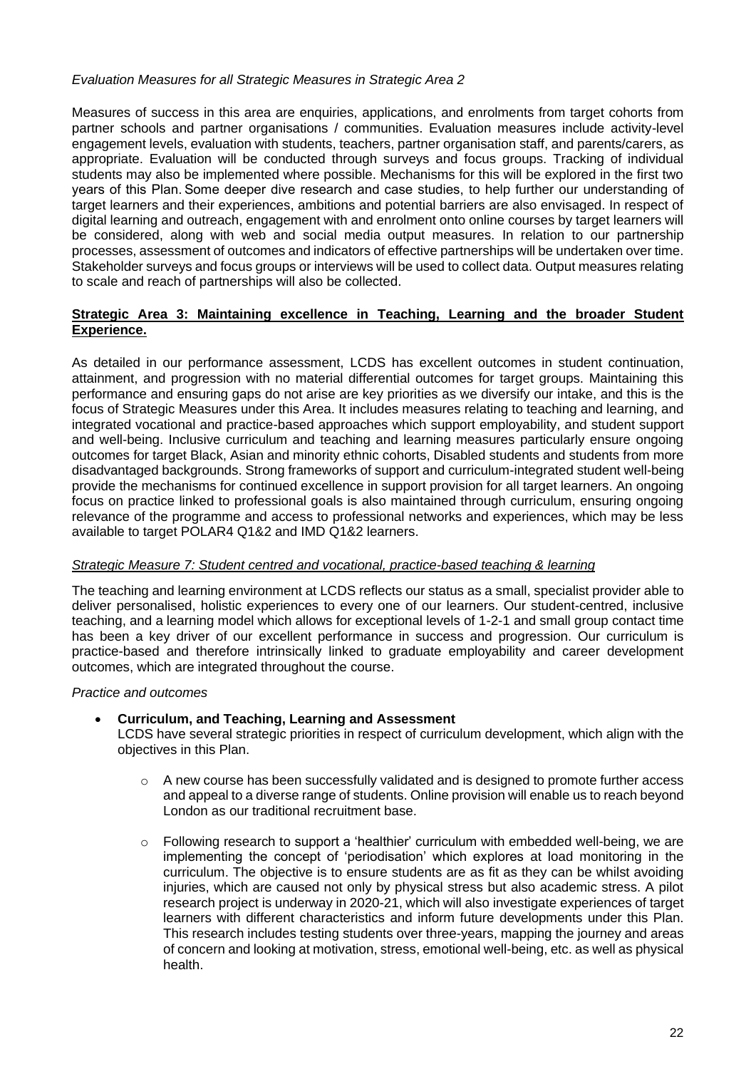*Evaluation Measures for all Strategic Measures in Strategic Area 2*

Measures of success in this area are enquiries, applications, and enrolments from target cohorts from partner schools and partner organisations / communities. Evaluation measures include activity-level engagement levels, evaluation with students, teachers, partner organisation staff, and parents/carers, as appropriate. Evaluation will be conducted through surveys and focus groups. Tracking of individual students may also be implemented where possible. Mechanisms for this will be explored in the first two years of this Plan. Some deeper dive research and case studies, to help further our understanding of target learners and their experiences, ambitions and potential barriers are also envisaged. In respect of digital learning and outreach, engagement with and enrolment onto online courses by target learners will be considered, along with web and social media output measures. In relation to our partnership processes, assessment of outcomes and indicators of effective partnerships will be undertaken over time. Stakeholder surveys and focus groups or interviews will be used to collect data. Output measures relating to scale and reach of partnerships will also be collected.

**Strategic Area 3: Maintaining excellence in Teaching, Learning and the broader Student Experience.**

As detailed in our performance assessment, LCDS has excellent outcomes in student continuation, attainment, and progression with no material differential outcomes for target groups. Maintaining this performance and ensuring gaps do not arise are key priorities as we diversify our intake, and this is the focus of Strategic Measures under this Area. It includes measures relating to teaching and learning, and integrated vocational and practice-based approaches which support employability, and student support and well-being. Inclusive curriculum and teaching and learning measures particularly ensure ongoing outcomes for target Black, Asian and minority ethnic cohorts, Disabled students and students from more disadvantaged backgrounds. Strong frameworks of support and curriculum-integrated student well-being provide the mechanisms for continued excellence in support provision for all target learners. An ongoing focus on practice linked to professional goals is also maintained through curriculum, ensuring ongoing relevance of the programme and access to professional networks and experiences, which may be less available to target POLAR4 Q1&2 and IMD Q1&2 learners.

*Strategic Measure 7: Student centred and vocational, practice-based teaching & learning*

The teaching and learning environment at LCDS reflects our status as a small, specialist provider able to deliver personalised, holistic experiences to every one of our learners. Our student-centred, inclusive teaching, and a learning model which allows for exceptional levels of 1-2-1 and small group contact time has been a key driver of our excellent performance in success and progression. Our curriculum is practice-based and therefore intrinsically linked to graduate employability and career development outcomes, which are integrated throughout the course.

*Practice and outcomes*

- **Curriculum, and Teaching, Learning and Assessment**
  LCDS have several strategic priorities in respect of curriculum development, which align with the objectives in this Plan.
  - A new course has been successfully validated and is designed to promote further access and appeal to a diverse range of students. Online provision will enable us to reach beyond London as our traditional recruitment base.
  - Following research to support a 'healthier' curriculum with embedded well-being, we are implementing the concept of 'periodisation' which explores at load monitoring in the curriculum. The objective is to ensure students are as fit as they can be whilst avoiding injuries, which are caused not only by physical stress but also academic stress. A pilot research project is underway in 2020-21, which will also investigate experiences of target learners with different characteristics and inform future developments under this Plan. This research includes testing students over three-years, mapping the journey and areas of concern and looking at motivation, stress, emotional well-being, etc. as well as physical health.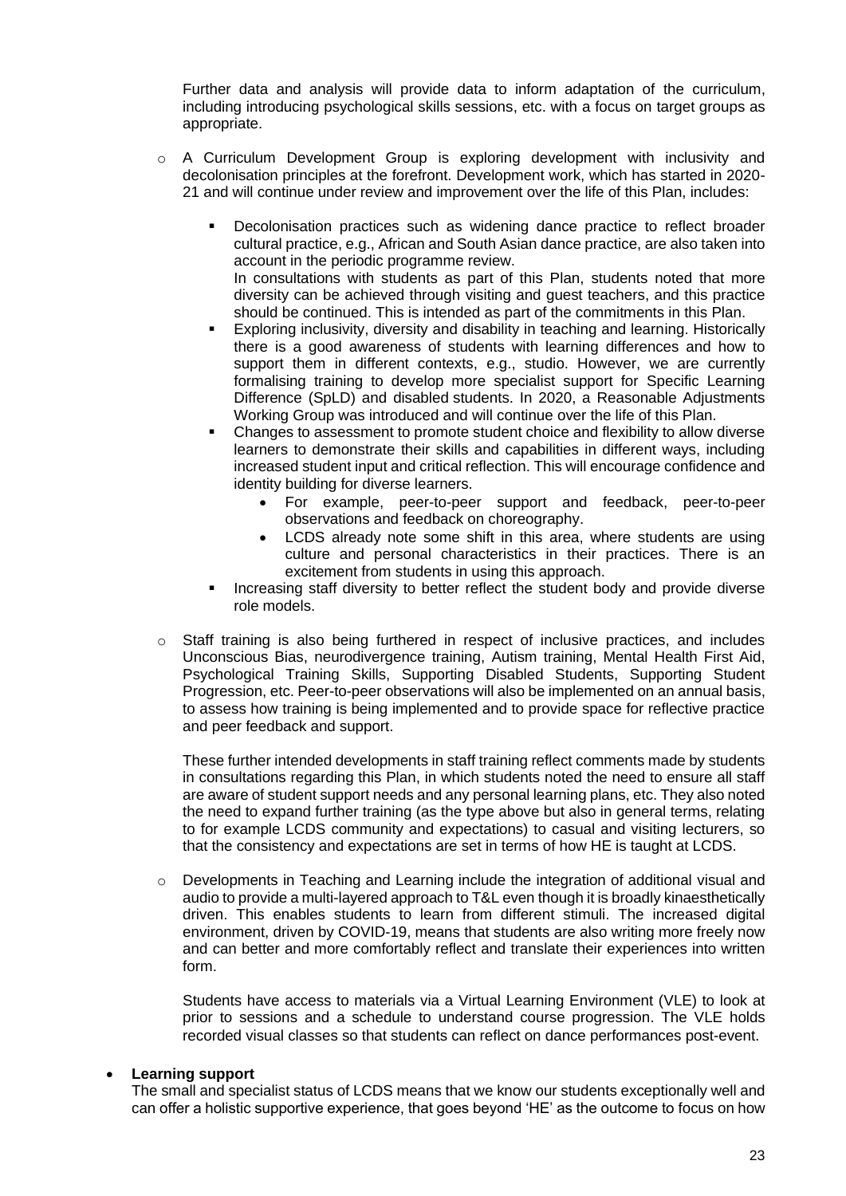Further data and analysis will provide data to inform adaptation of the curriculum, including introducing psychological skills sessions, etc. with a focus on target groups as appropriate.

- A Curriculum Development Group is exploring development with inclusivity and decolonisation principles at the forefront. Development work, which has started in 2020-21 and will continue under review and improvement over the life of this Plan, includes:
  - Decolonisation practices such as widening dance practice to reflect broader cultural practice, e.g., African and South Asian dance practice, are also taken into account in the periodic programme review.
    In consultations with students as part of this Plan, students noted that more diversity can be achieved through visiting and guest teachers, and this practice should be continued. This is intended as part of the commitments in this Plan.
  - Exploring inclusivity, diversity and disability in teaching and learning. Historically there is a good awareness of students with learning differences and how to support them in different contexts, e.g., studio. However, we are currently formalising training to develop more specialist support for Specific Learning Difference (SpLD) and disabled students. In 2020, a Reasonable Adjustments Working Group was introduced and will continue over the life of this Plan.
  - Changes to assessment to promote student choice and flexibility to allow diverse learners to demonstrate their skills and capabilities in different ways, including increased student input and critical reflection. This will encourage confidence and identity building for diverse learners.
    - For example, peer-to-peer support and feedback, peer-to-peer observations and feedback on choreography.
    - LCDS already note some shift in this area, where students are using culture and personal characteristics in their practices. There is an excitement from students in using this approach.
  - Increasing staff diversity to better reflect the student body and provide diverse role models.

- Staff training is also being furthered in respect of inclusive practices, and includes Unconscious Bias, neurodivergence training, Autism training, Mental Health First Aid, Psychological Training Skills, Supporting Disabled Students, Supporting Student Progression, etc. Peer-to-peer observations will also be implemented on an annual basis, to assess how training is being implemented and to provide space for reflective practice and peer feedback and support.

  These further intended developments in staff training reflect comments made by students in consultations regarding this Plan, in which students noted the need to ensure all staff are aware of student support needs and any personal learning plans, etc. They also noted the need to expand further training (as the type above but also in general terms, relating to for example LCDS community and expectations) to casual and visiting lecturers, so that the consistency and expectations are set in terms of how HE is taught at LCDS.

- Developments in Teaching and Learning include the integration of additional visual and audio to provide a multi-layered approach to T&L even though it is broadly kinaesthetically driven. This enables students to learn from different stimuli. The increased digital environment, driven by COVID-19, means that students are also writing more freely now and can better and more comfortably reflect and translate their experiences into written form.

  Students have access to materials via a Virtual Learning Environment (VLE) to look at prior to sessions and a schedule to understand course progression. The VLE holds recorded visual classes so that students can reflect on dance performances post-event.

- **Learning support**
  The small and specialist status of LCDS means that we know our students exceptionally well and can offer a holistic supportive experience, that goes beyond 'HE' as the outcome to focus on how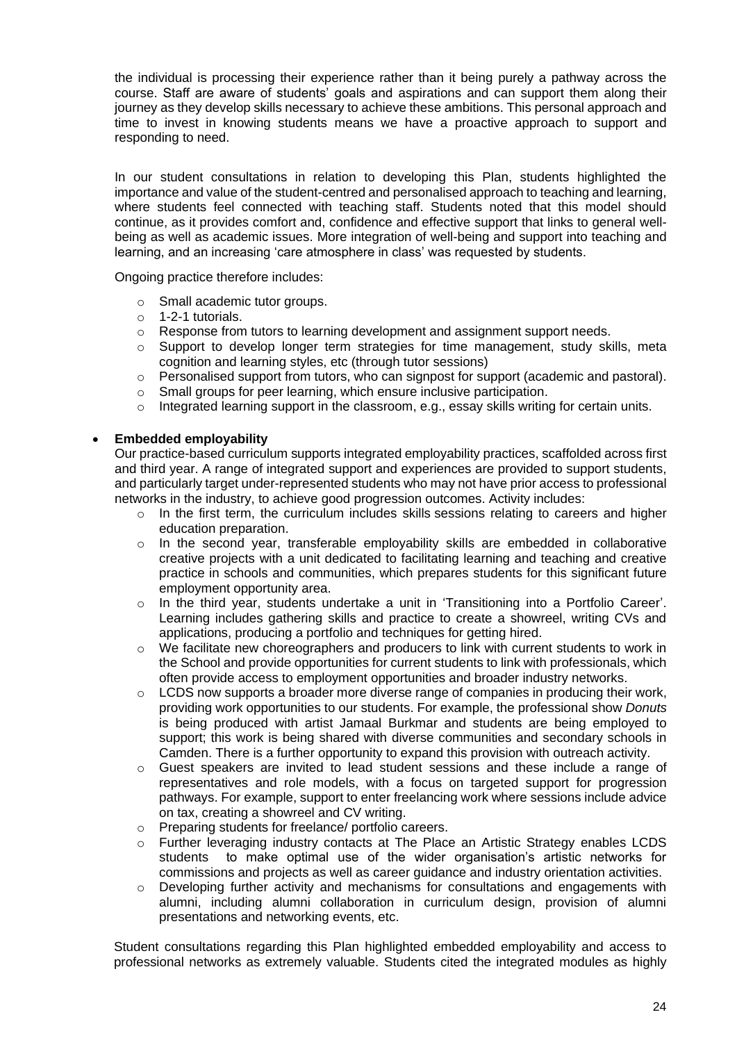the individual is processing their experience rather than it being purely a pathway across the course. Staff are aware of students' goals and aspirations and can support them along their journey as they develop skills necessary to achieve these ambitions. This personal approach and time to invest in knowing students means we have a proactive approach to support and responding to need.

In our student consultations in relation to developing this Plan, students highlighted the importance and value of the student-centred and personalised approach to teaching and learning, where students feel connected with teaching staff. Students noted that this model should continue, as it provides comfort and, confidence and effective support that links to general well-being as well as academic issues. More integration of well-being and support into teaching and learning, and an increasing 'care atmosphere in class' was requested by students.

Ongoing practice therefore includes:

- Small academic tutor groups.
- 1-2-1 tutorials.
- Response from tutors to learning development and assignment support needs.
- Support to develop longer term strategies for time management, study skills, meta cognition and learning styles, etc (through tutor sessions)
- Personalised support from tutors, who can signpost for support (academic and pastoral).
- Small groups for peer learning, which ensure inclusive participation.
- Integrated learning support in the classroom, e.g., essay skills writing for certain units.

- **Embedded employability**

  Our practice-based curriculum supports integrated employability practices, scaffolded across first and third year. A range of integrated support and experiences are provided to support students, and particularly target under-represented students who may not have prior access to professional networks in the industry, to achieve good progression outcomes. Activity includes:

  - In the first term, the curriculum includes skills sessions relating to careers and higher education preparation.
  - In the second year, transferable employability skills are embedded in collaborative creative projects with a unit dedicated to facilitating learning and teaching and creative practice in schools and communities, which prepares students for this significant future employment opportunity area.
  - In the third year, students undertake a unit in 'Transitioning into a Portfolio Career'. Learning includes gathering skills and practice to create a showreel, writing CVs and applications, producing a portfolio and techniques for getting hired.
  - We facilitate new choreographers and producers to link with current students to work in the School and provide opportunities for current students to link with professionals, which often provide access to employment opportunities and broader industry networks.
  - LCDS now supports a broader more diverse range of companies in producing their work, providing work opportunities to our students. For example, the professional show *Donuts* is being produced with artist Jamaal Burkmar and students are being employed to support; this work is being shared with diverse communities and secondary schools in Camden. There is a further opportunity to expand this provision with outreach activity.
  - Guest speakers are invited to lead student sessions and these include a range of representatives and role models, with a focus on targeted support for progression pathways. For example, support to enter freelancing work where sessions include advice on tax, creating a showreel and CV writing.
  - Preparing students for freelance/ portfolio careers.
  - Further leveraging industry contacts at The Place an Artistic Strategy enables LCDS students to make optimal use of the wider organisation's artistic networks for commissions and projects as well as career guidance and industry orientation activities.
  - Developing further activity and mechanisms for consultations and engagements with alumni, including alumni collaboration in curriculum design, provision of alumni presentations and networking events, etc.

Student consultations regarding this Plan highlighted embedded employability and access to professional networks as extremely valuable. Students cited the integrated modules as highly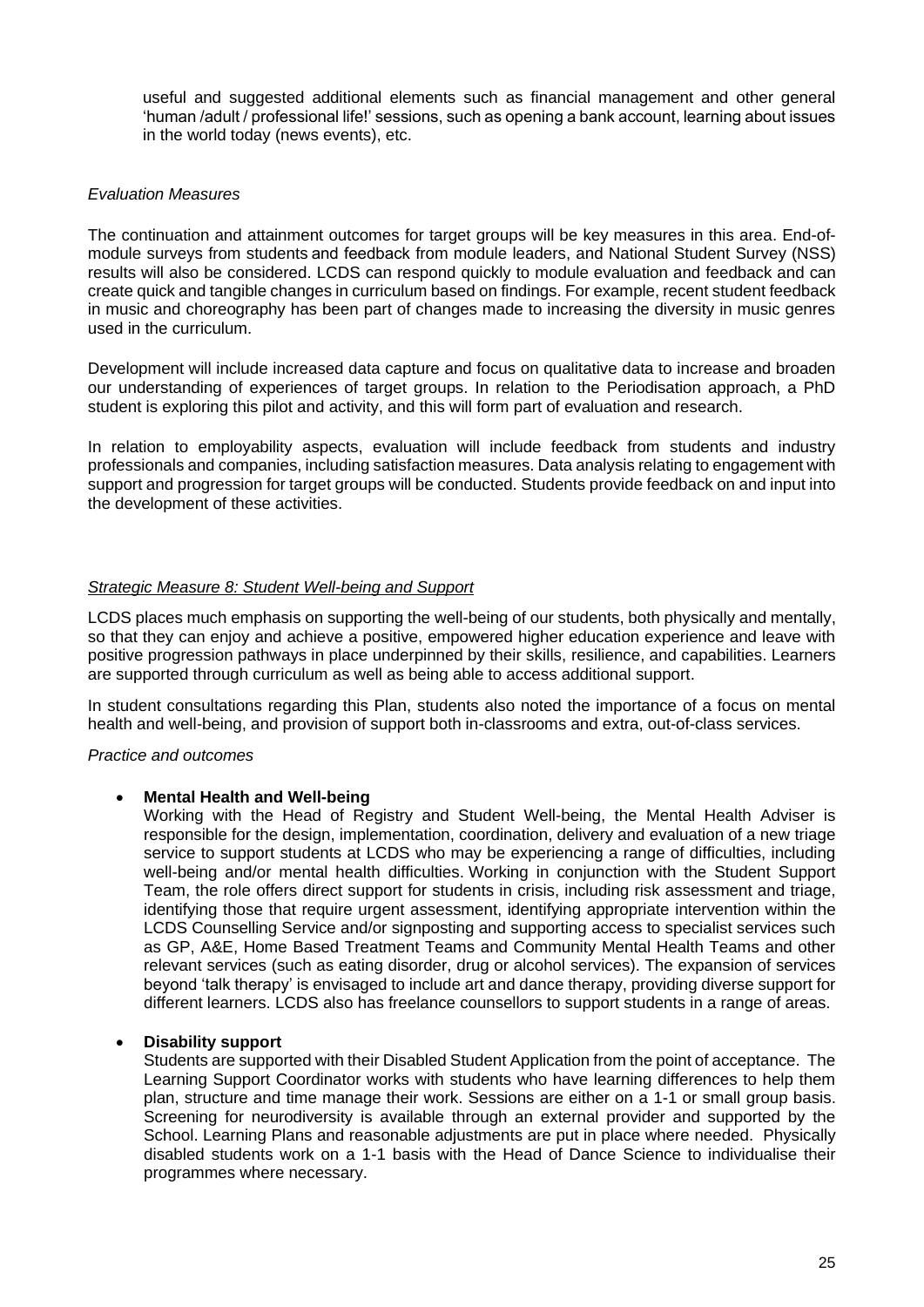useful and suggested additional elements such as financial management and other general 'human /adult / professional life!' sessions, such as opening a bank account, learning about issues in the world today (news events), etc.

*Evaluation Measures*

The continuation and attainment outcomes for target groups will be key measures in this area. End-of-module surveys from students and feedback from module leaders, and National Student Survey (NSS) results will also be considered. LCDS can respond quickly to module evaluation and feedback and can create quick and tangible changes in curriculum based on findings. For example, recent student feedback in music and choreography has been part of changes made to increasing the diversity in music genres used in the curriculum.

Development will include increased data capture and focus on qualitative data to increase and broaden our understanding of experiences of target groups. In relation to the Periodisation approach, a PhD student is exploring this pilot and activity, and this will form part of evaluation and research.

In relation to employability aspects, evaluation will include feedback from students and industry professionals and companies, including satisfaction measures. Data analysis relating to engagement with support and progression for target groups will be conducted. Students provide feedback on and input into the development of these activities.

*Strategic Measure 8: Student Well-being and Support*

LCDS places much emphasis on supporting the well-being of our students, both physically and mentally, so that they can enjoy and achieve a positive, empowered higher education experience and leave with positive progression pathways in place underpinned by their skills, resilience, and capabilities. Learners are supported through curriculum as well as being able to access additional support.

In student consultations regarding this Plan, students also noted the importance of a focus on mental health and well-being, and provision of support both in-classrooms and extra, out-of-class services.

*Practice and outcomes*

- **Mental Health and Well-being**
  Working with the Head of Registry and Student Well-being, the Mental Health Adviser is responsible for the design, implementation, coordination, delivery and evaluation of a new triage service to support students at LCDS who may be experiencing a range of difficulties, including well-being and/or mental health difficulties. Working in conjunction with the Student Support Team, the role offers direct support for students in crisis, including risk assessment and triage, identifying those that require urgent assessment, identifying appropriate intervention within the LCDS Counselling Service and/or signposting and supporting access to specialist services such as GP, A&E, Home Based Treatment Teams and Community Mental Health Teams and other relevant services (such as eating disorder, drug or alcohol services). The expansion of services beyond 'talk therapy' is envisaged to include art and dance therapy, providing diverse support for different learners. LCDS also has freelance counsellors to support students in a range of areas.

- **Disability support**
  Students are supported with their Disabled Student Application from the point of acceptance. The Learning Support Coordinator works with students who have learning differences to help them plan, structure and time manage their work. Sessions are either on a 1-1 or small group basis. Screening for neurodiversity is available through an external provider and supported by the School. Learning Plans and reasonable adjustments are put in place where needed. Physically disabled students work on a 1-1 basis with the Head of Dance Science to individualise their programmes where necessary.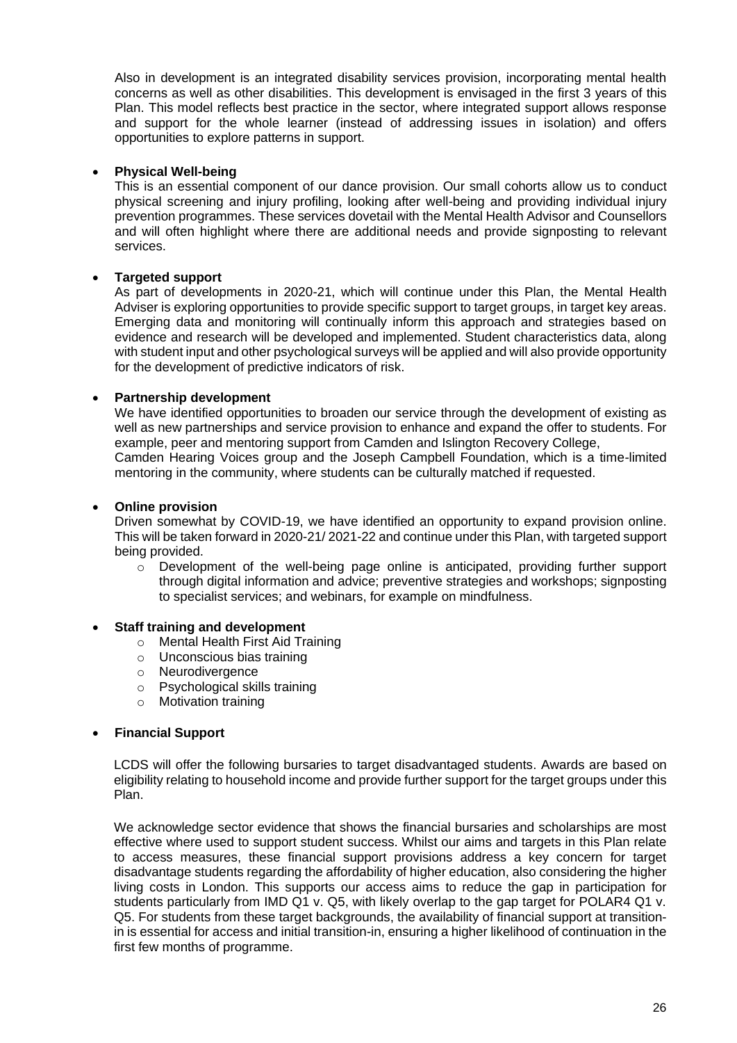Also in development is an integrated disability services provision, incorporating mental health concerns as well as other disabilities. This development is envisaged in the first 3 years of this Plan. This model reflects best practice in the sector, where integrated support allows response and support for the whole learner (instead of addressing issues in isolation) and offers opportunities to explore patterns in support.

- **Physical Well-being**
  This is an essential component of our dance provision. Our small cohorts allow us to conduct physical screening and injury profiling, looking after well-being and providing individual injury prevention programmes. These services dovetail with the Mental Health Advisor and Counsellors and will often highlight where there are additional needs and provide signposting to relevant services.

- **Targeted support**
  As part of developments in 2020-21, which will continue under this Plan, the Mental Health Adviser is exploring opportunities to provide specific support to target groups, in target key areas. Emerging data and monitoring will continually inform this approach and strategies based on evidence and research will be developed and implemented. Student characteristics data, along with student input and other psychological surveys will be applied and will also provide opportunity for the development of predictive indicators of risk.

- **Partnership development**
  We have identified opportunities to broaden our service through the development of existing as well as new partnerships and service provision to enhance and expand the offer to students. For example, peer and mentoring support from Camden and Islington Recovery College,
  Camden Hearing Voices group and the Joseph Campbell Foundation, which is a time-limited mentoring in the community, where students can be culturally matched if requested.

- **Online provision**
  Driven somewhat by COVID-19, we have identified an opportunity to expand provision online. This will be taken forward in 2020-21/ 2021-22 and continue under this Plan, with targeted support being provided.
  - Development of the well-being page online is anticipated, providing further support through digital information and advice; preventive strategies and workshops; signposting to specialist services; and webinars, for example on mindfulness.

- **Staff training and development**
  - Mental Health First Aid Training
  - Unconscious bias training
  - Neurodivergence
  - Psychological skills training
  - Motivation training

- **Financial Support**

  LCDS will offer the following bursaries to target disadvantaged students. Awards are based on eligibility relating to household income and provide further support for the target groups under this Plan.

  We acknowledge sector evidence that shows the financial bursaries and scholarships are most effective where used to support student success. Whilst our aims and targets in this Plan relate to access measures, these financial support provisions address a key concern for target disadvantage students regarding the affordability of higher education, also considering the higher living costs in London. This supports our access aims to reduce the gap in participation for students particularly from IMD Q1 v. Q5, with likely overlap to the gap target for POLAR4 Q1 v. Q5. For students from these target backgrounds, the availability of financial support at transition-in is essential for access and initial transition-in, ensuring a higher likelihood of continuation in the first few months of programme.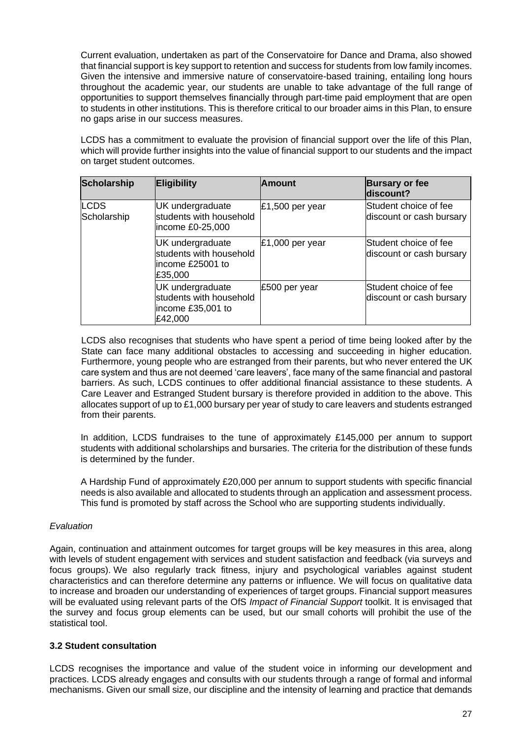Current evaluation, undertaken as part of the Conservatoire for Dance and Drama, also showed that financial support is key support to retention and success for students from low family incomes. Given the intensive and immersive nature of conservatoire-based training, entailing long hours throughout the academic year, our students are unable to take advantage of the full range of opportunities to support themselves financially through part-time paid employment that are open to students in other institutions. This is therefore critical to our broader aims in this Plan, to ensure no gaps arise in our success measures.

LCDS has a commitment to evaluate the provision of financial support over the life of this Plan, which will provide further insights into the value of financial support to our students and the impact on target student outcomes.

| Scholarship | Eligibility | Amount | Bursary or fee discount? |
|---|---|---|---|
| LCDS Scholarship | UK undergraduate students with household income £0-25,000 | £1,500 per year | Student choice of fee discount or cash bursary |
| | UK undergraduate students with household income £25001 to £35,000 | £1,000 per year | Student choice of fee discount or cash bursary |
| | UK undergraduate students with household income £35,001 to £42,000 | £500 per year | Student choice of fee discount or cash bursary |

LCDS also recognises that students who have spent a period of time being looked after by the State can face many additional obstacles to accessing and succeeding in higher education. Furthermore, young people who are estranged from their parents, but who never entered the UK care system and thus are not deemed 'care leavers', face many of the same financial and pastoral barriers. As such, LCDS continues to offer additional financial assistance to these students. A Care Leaver and Estranged Student bursary is therefore provided in addition to the above. This allocates support of up to £1,000 bursary per year of study to care leavers and students estranged from their parents.

In addition, LCDS fundraises to the tune of approximately £145,000 per annum to support students with additional scholarships and bursaries. The criteria for the distribution of these funds is determined by the funder.

A Hardship Fund of approximately £20,000 per annum to support students with specific financial needs is also available and allocated to students through an application and assessment process. This fund is promoted by staff across the School who are supporting students individually.

*Evaluation*

Again, continuation and attainment outcomes for target groups will be key measures in this area, along with levels of student engagement with services and student satisfaction and feedback (via surveys and focus groups). We also regularly track fitness, injury and psychological variables against student characteristics and can therefore determine any patterns or influence. We will focus on qualitative data to increase and broaden our understanding of experiences of target groups. Financial support measures will be evaluated using relevant parts of the OfS *Impact of Financial Support* toolkit. It is envisaged that the survey and focus group elements can be used, but our small cohorts will prohibit the use of the statistical tool.

**3.2 Student consultation**

LCDS recognises the importance and value of the student voice in informing our development and practices. LCDS already engages and consults with our students through a range of formal and informal mechanisms. Given our small size, our discipline and the intensity of learning and practice that demands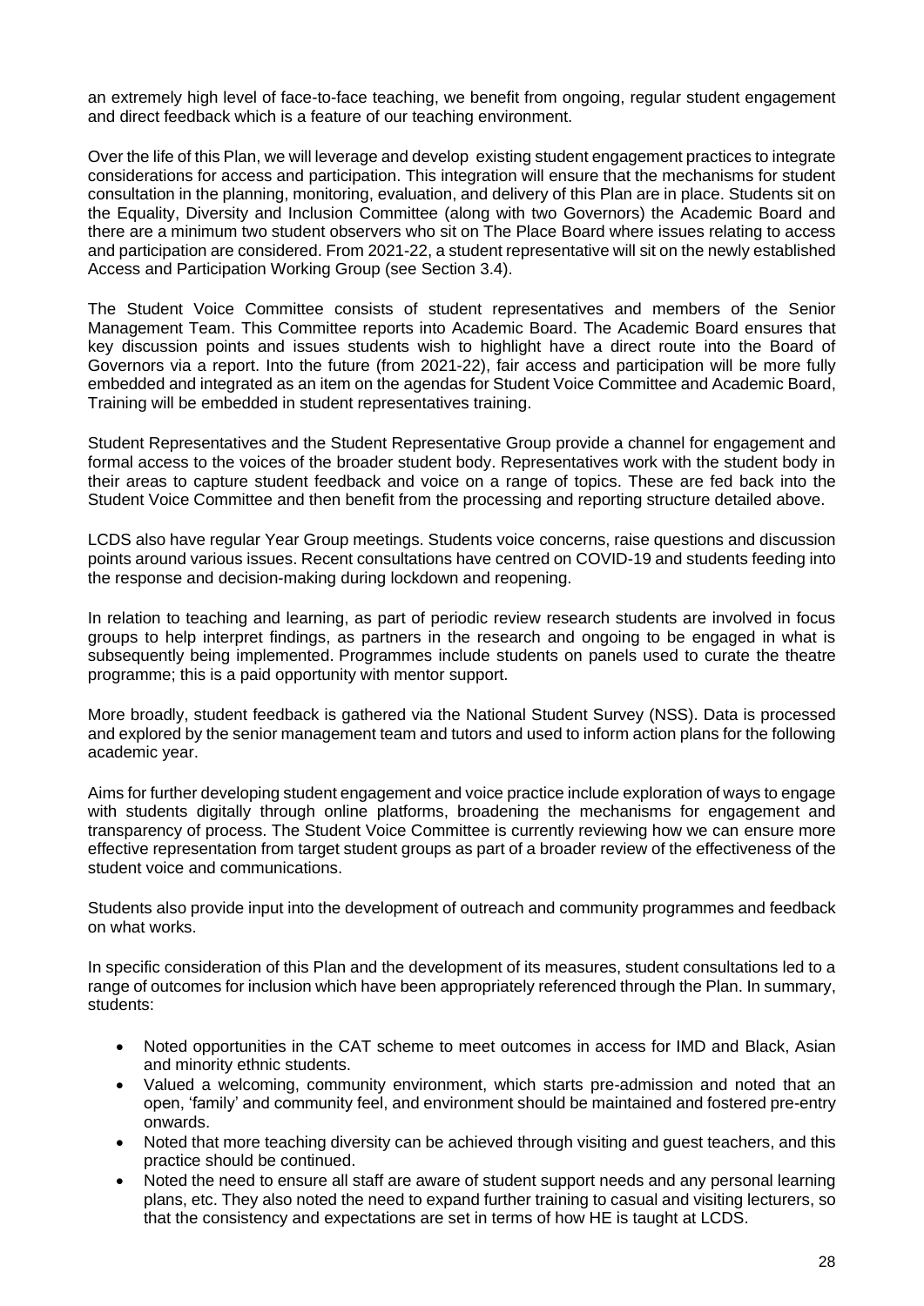an extremely high level of face-to-face teaching, we benefit from ongoing, regular student engagement and direct feedback which is a feature of our teaching environment.

Over the life of this Plan, we will leverage and develop existing student engagement practices to integrate considerations for access and participation. This integration will ensure that the mechanisms for student consultation in the planning, monitoring, evaluation, and delivery of this Plan are in place. Students sit on the Equality, Diversity and Inclusion Committee (along with two Governors) the Academic Board and there are a minimum two student observers who sit on The Place Board where issues relating to access and participation are considered. From 2021-22, a student representative will sit on the newly established Access and Participation Working Group (see Section 3.4).

The Student Voice Committee consists of student representatives and members of the Senior Management Team. This Committee reports into Academic Board. The Academic Board ensures that key discussion points and issues students wish to highlight have a direct route into the Board of Governors via a report. Into the future (from 2021-22), fair access and participation will be more fully embedded and integrated as an item on the agendas for Student Voice Committee and Academic Board, Training will be embedded in student representatives training.

Student Representatives and the Student Representative Group provide a channel for engagement and formal access to the voices of the broader student body. Representatives work with the student body in their areas to capture student feedback and voice on a range of topics. These are fed back into the Student Voice Committee and then benefit from the processing and reporting structure detailed above.

LCDS also have regular Year Group meetings. Students voice concerns, raise questions and discussion points around various issues. Recent consultations have centred on COVID-19 and students feeding into the response and decision-making during lockdown and reopening.

In relation to teaching and learning, as part of periodic review research students are involved in focus groups to help interpret findings, as partners in the research and ongoing to be engaged in what is subsequently being implemented. Programmes include students on panels used to curate the theatre programme; this is a paid opportunity with mentor support.

More broadly, student feedback is gathered via the National Student Survey (NSS). Data is processed and explored by the senior management team and tutors and used to inform action plans for the following academic year.

Aims for further developing student engagement and voice practice include exploration of ways to engage with students digitally through online platforms, broadening the mechanisms for engagement and transparency of process. The Student Voice Committee is currently reviewing how we can ensure more effective representation from target student groups as part of a broader review of the effectiveness of the student voice and communications.

Students also provide input into the development of outreach and community programmes and feedback on what works.

In specific consideration of this Plan and the development of its measures, student consultations led to a range of outcomes for inclusion which have been appropriately referenced through the Plan. In summary, students:

- Noted opportunities in the CAT scheme to meet outcomes in access for IMD and Black, Asian and minority ethnic students.
- Valued a welcoming, community environment, which starts pre-admission and noted that an open, 'family' and community feel, and environment should be maintained and fostered pre-entry onwards.
- Noted that more teaching diversity can be achieved through visiting and guest teachers, and this practice should be continued.
- Noted the need to ensure all staff are aware of student support needs and any personal learning plans, etc. They also noted the need to expand further training to casual and visiting lecturers, so that the consistency and expectations are set in terms of how HE is taught at LCDS.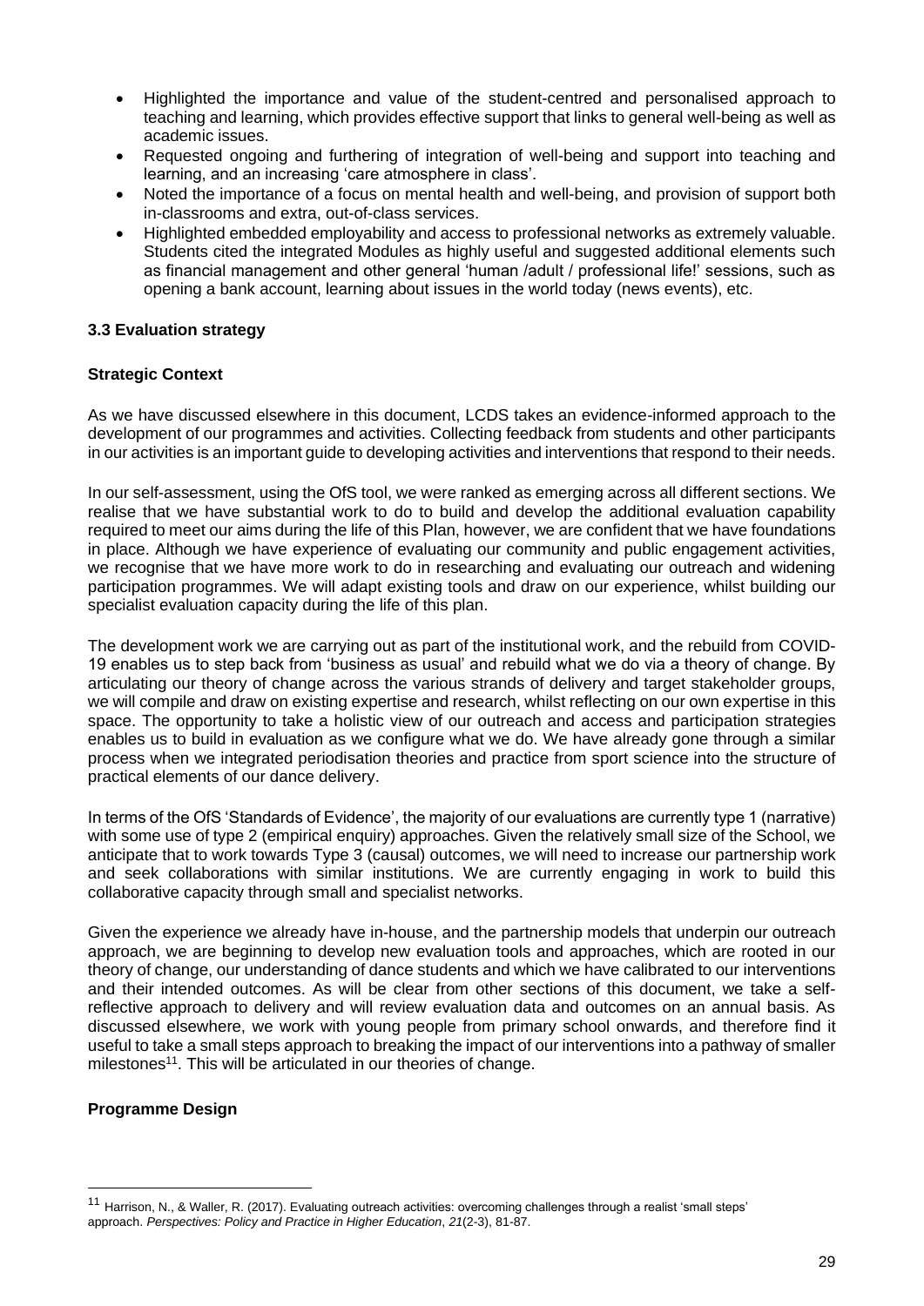- Highlighted the importance and value of the student-centred and personalised approach to teaching and learning, which provides effective support that links to general well-being as well as academic issues.
- Requested ongoing and furthering of integration of well-being and support into teaching and learning, and an increasing 'care atmosphere in class'.
- Noted the importance of a focus on mental health and well-being, and provision of support both in-classrooms and extra, out-of-class services.
- Highlighted embedded employability and access to professional networks as extremely valuable. Students cited the integrated Modules as highly useful and suggested additional elements such as financial management and other general 'human /adult / professional life!' sessions, such as opening a bank account, learning about issues in the world today (news events), etc.

### 3.3 Evaluation strategy

**Strategic Context**

As we have discussed elsewhere in this document, LCDS takes an evidence-informed approach to the development of our programmes and activities. Collecting feedback from students and other participants in our activities is an important guide to developing activities and interventions that respond to their needs.

In our self-assessment, using the OfS tool, we were ranked as emerging across all different sections. We realise that we have substantial work to do to build and develop the additional evaluation capability required to meet our aims during the life of this Plan, however, we are confident that we have foundations in place. Although we have experience of evaluating our community and public engagement activities, we recognise that we have more work to do in researching and evaluating our outreach and widening participation programmes. We will adapt existing tools and draw on our experience, whilst building our specialist evaluation capacity during the life of this plan.

The development work we are carrying out as part of the institutional work, and the rebuild from COVID-19 enables us to step back from 'business as usual' and rebuild what we do via a theory of change. By articulating our theory of change across the various strands of delivery and target stakeholder groups, we will compile and draw on existing expertise and research, whilst reflecting on our own expertise in this space. The opportunity to take a holistic view of our outreach and access and participation strategies enables us to build in evaluation as we configure what we do. We have already gone through a similar process when we integrated periodisation theories and practice from sport science into the structure of practical elements of our dance delivery.

In terms of the OfS 'Standards of Evidence', the majority of our evaluations are currently type 1 (narrative) with some use of type 2 (empirical enquiry) approaches. Given the relatively small size of the School, we anticipate that to work towards Type 3 (causal) outcomes, we will need to increase our partnership work and seek collaborations with similar institutions. We are currently engaging in work to build this collaborative capacity through small and specialist networks.

Given the experience we already have in-house, and the partnership models that underpin our outreach approach, we are beginning to develop new evaluation tools and approaches, which are rooted in our theory of change, our understanding of dance students and which we have calibrated to our interventions and their intended outcomes. As will be clear from other sections of this document, we take a self-reflective approach to delivery and will review evaluation data and outcomes on an annual basis. As discussed elsewhere, we work with young people from primary school onwards, and therefore find it useful to take a small steps approach to breaking the impact of our interventions into a pathway of smaller milestones[11]. This will be articulated in our theories of change.

**Programme Design**

[11] Harrison, N., & Waller, R. (2017). Evaluating outreach activities: overcoming challenges through a realist 'small steps' approach. *Perspectives: Policy and Practice in Higher Education*, *21*(2-3), 81-87.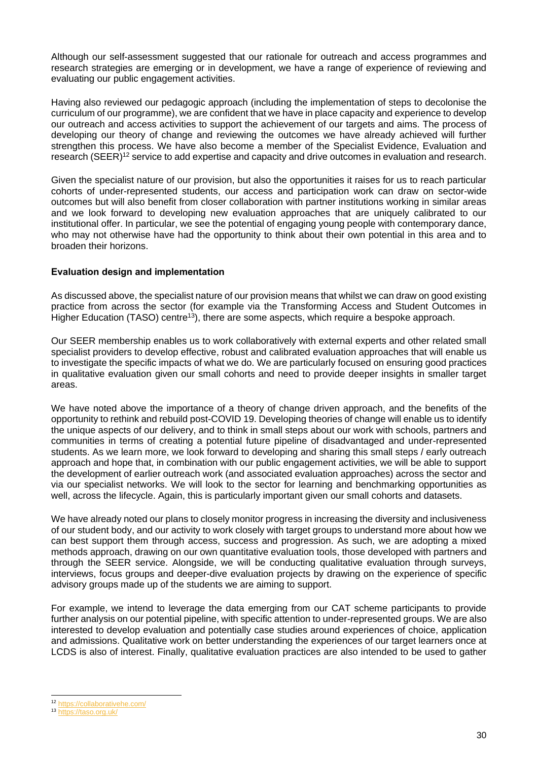Although our self-assessment suggested that our rationale for outreach and access programmes and research strategies are emerging or in development, we have a range of experience of reviewing and evaluating our public engagement activities.

Having also reviewed our pedagogic approach (including the implementation of steps to decolonise the curriculum of our programme), we are confident that we have in place capacity and experience to develop our outreach and access activities to support the achievement of our targets and aims. The process of developing our theory of change and reviewing the outcomes we have already achieved will further strengthen this process. We have also become a member of the Specialist Evidence, Evaluation and research (SEER)[12] service to add expertise and capacity and drive outcomes in evaluation and research.

Given the specialist nature of our provision, but also the opportunities it raises for us to reach particular cohorts of under-represented students, our access and participation work can draw on sector-wide outcomes but will also benefit from closer collaboration with partner institutions working in similar areas and we look forward to developing new evaluation approaches that are uniquely calibrated to our institutional offer. In particular, we see the potential of engaging young people with contemporary dance, who may not otherwise have had the opportunity to think about their own potential in this area and to broaden their horizons.

**Evaluation design and implementation**

As discussed above, the specialist nature of our provision means that whilst we can draw on good existing practice from across the sector (for example via the Transforming Access and Student Outcomes in Higher Education (TASO) centre[13]), there are some aspects, which require a bespoke approach.

Our SEER membership enables us to work collaboratively with external experts and other related small specialist providers to develop effective, robust and calibrated evaluation approaches that will enable us to investigate the specific impacts of what we do. We are particularly focused on ensuring good practices in qualitative evaluation given our small cohorts and need to provide deeper insights in smaller target areas.

We have noted above the importance of a theory of change driven approach, and the benefits of the opportunity to rethink and rebuild post-COVID 19. Developing theories of change will enable us to identify the unique aspects of our delivery, and to think in small steps about our work with schools, partners and communities in terms of creating a potential future pipeline of disadvantaged and under-represented students. As we learn more, we look forward to developing and sharing this small steps / early outreach approach and hope that, in combination with our public engagement activities, we will be able to support the development of earlier outreach work (and associated evaluation approaches) across the sector and via our specialist networks. We will look to the sector for learning and benchmarking opportunities as well, across the lifecycle. Again, this is particularly important given our small cohorts and datasets.

We have already noted our plans to closely monitor progress in increasing the diversity and inclusiveness of our student body, and our activity to work closely with target groups to understand more about how we can best support them through access, success and progression. As such, we are adopting a mixed methods approach, drawing on our own quantitative evaluation tools, those developed with partners and through the SEER service. Alongside, we will be conducting qualitative evaluation through surveys, interviews, focus groups and deeper-dive evaluation projects by drawing on the experience of specific advisory groups made up of the students we are aiming to support.

For example, we intend to leverage the data emerging from our CAT scheme participants to provide further analysis on our potential pipeline, with specific attention to under-represented groups. We are also interested to develop evaluation and potentially case studies around experiences of choice, application and admissions. Qualitative work on better understanding the experiences of our target learners once at LCDS is also of interest. Finally, qualitative evaluation practices are also intended to be used to gather

[12] https://collaborativehe.com/
[13] https://taso.org.uk/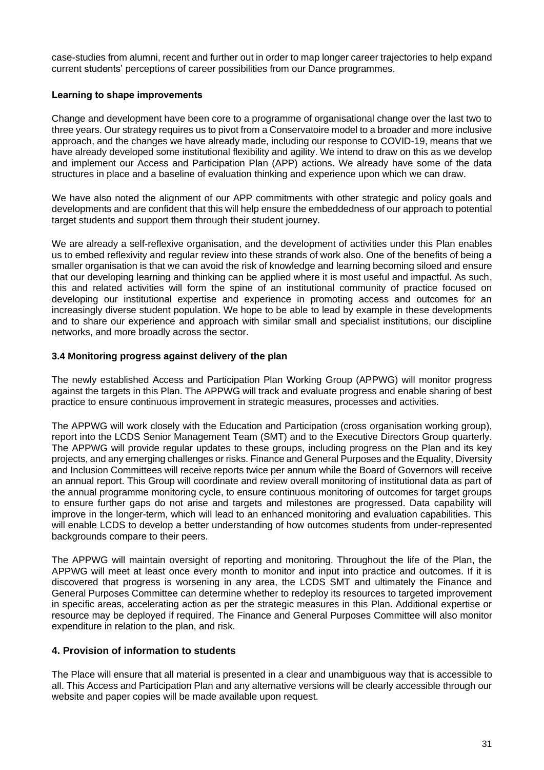case-studies from alumni, recent and further out in order to map longer career trajectories to help expand current students' perceptions of career possibilities from our Dance programmes.

**Learning to shape improvements**

Change and development have been core to a programme of organisational change over the last two to three years. Our strategy requires us to pivot from a Conservatoire model to a broader and more inclusive approach, and the changes we have already made, including our response to COVID-19, means that we have already developed some institutional flexibility and agility. We intend to draw on this as we develop and implement our Access and Participation Plan (APP) actions. We already have some of the data structures in place and a baseline of evaluation thinking and experience upon which we can draw.

We have also noted the alignment of our APP commitments with other strategic and policy goals and developments and are confident that this will help ensure the embeddedness of our approach to potential target students and support them through their student journey.

We are already a self-reflexive organisation, and the development of activities under this Plan enables us to embed reflexivity and regular review into these strands of work also. One of the benefits of being a smaller organisation is that we can avoid the risk of knowledge and learning becoming siloed and ensure that our developing learning and thinking can be applied where it is most useful and impactful. As such, this and related activities will form the spine of an institutional community of practice focused on developing our institutional expertise and experience in promoting access and outcomes for an increasingly diverse student population. We hope to be able to lead by example in these developments and to share our experience and approach with similar small and specialist institutions, our discipline networks, and more broadly across the sector.

### 3.4 Monitoring progress against delivery of the plan

The newly established Access and Participation Plan Working Group (APPWG) will monitor progress against the targets in this Plan. The APPWG will track and evaluate progress and enable sharing of best practice to ensure continuous improvement in strategic measures, processes and activities.

The APPWG will work closely with the Education and Participation (cross organisation working group), report into the LCDS Senior Management Team (SMT) and to the Executive Directors Group quarterly. The APPWG will provide regular updates to these groups, including progress on the Plan and its key projects, and any emerging challenges or risks. Finance and General Purposes and the Equality, Diversity and Inclusion Committees will receive reports twice per annum while the Board of Governors will receive an annual report. This Group will coordinate and review overall monitoring of institutional data as part of the annual programme monitoring cycle, to ensure continuous monitoring of outcomes for target groups to ensure further gaps do not arise and targets and milestones are progressed. Data capability will improve in the longer-term, which will lead to an enhanced monitoring and evaluation capabilities. This will enable LCDS to develop a better understanding of how outcomes students from under-represented backgrounds compare to their peers.

The APPWG will maintain oversight of reporting and monitoring. Throughout the life of the Plan, the APPWG will meet at least once every month to monitor and input into practice and outcomes. If it is discovered that progress is worsening in any area, the LCDS SMT and ultimately the Finance and General Purposes Committee can determine whether to redeploy its resources to targeted improvement in specific areas, accelerating action as per the strategic measures in this Plan. Additional expertise or resource may be deployed if required. The Finance and General Purposes Committee will also monitor expenditure in relation to the plan, and risk.

## 4. Provision of information to students

The Place will ensure that all material is presented in a clear and unambiguous way that is accessible to all. This Access and Participation Plan and any alternative versions will be clearly accessible through our website and paper copies will be made available upon request.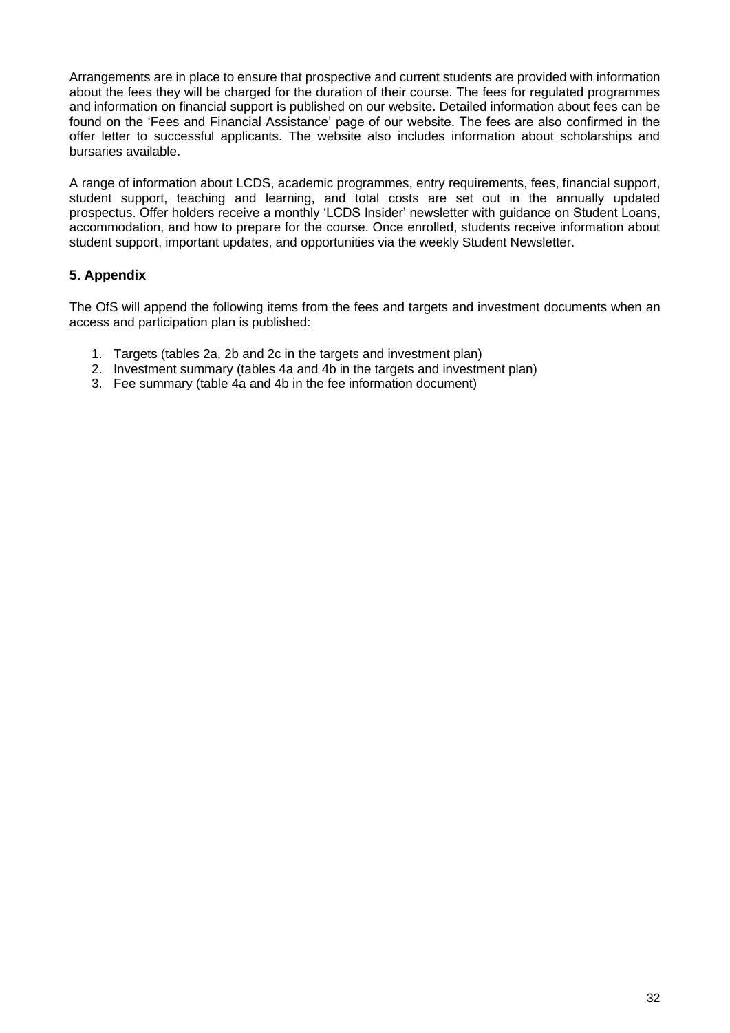Arrangements are in place to ensure that prospective and current students are provided with information about the fees they will be charged for the duration of their course. The fees for regulated programmes and information on financial support is published on our website. Detailed information about fees can be found on the 'Fees and Financial Assistance' page of our website. The fees are also confirmed in the offer letter to successful applicants. The website also includes information about scholarships and bursaries available.

A range of information about LCDS, academic programmes, entry requirements, fees, financial support, student support, teaching and learning, and total costs are set out in the annually updated prospectus. Offer holders receive a monthly 'LCDS Insider' newsletter with guidance on Student Loans, accommodation, and how to prepare for the course. Once enrolled, students receive information about student support, important updates, and opportunities via the weekly Student Newsletter.

## 5. Appendix

The OfS will append the following items from the fees and targets and investment documents when an access and participation plan is published:

1. Targets (tables 2a, 2b and 2c in the targets and investment plan)
2. Investment summary (tables 4a and 4b in the targets and investment plan)
3. Fee summary (table 4a and 4b in the fee information document)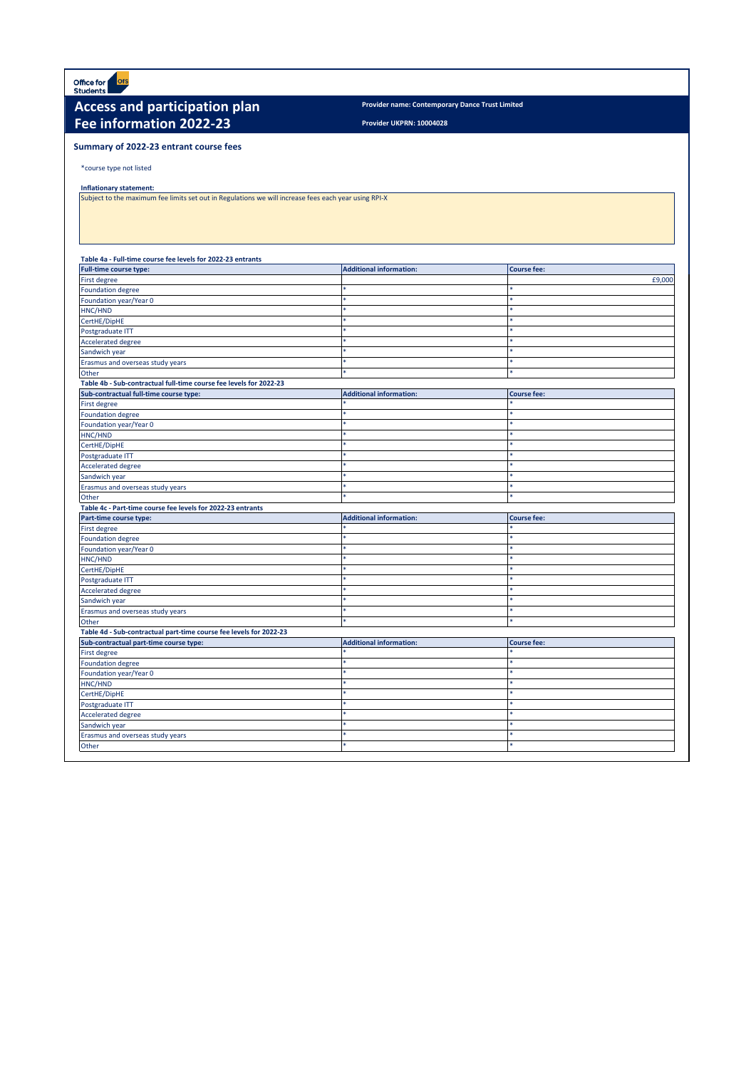Office for Students

# Access and participation plan
# Fee information 2022-23

**Provider name: Contemporary Dance Trust Limited**

**Provider UKPRN: 10004028**

## Summary of 2022-23 entrant course fees

*course type not listed

**Inflationary statement:**

Subject to the maximum fee limits set out in Regulations we will increase fees each year using RPI-X

**Table 4a - Full-time course fee levels for 2022-23 entrants**

| Full-time course type: | Additional information: | Course fee: |
|---|---|---|
| First degree | | £9,000 |
| Foundation degree | * | * |
| Foundation year/Year 0 | * | * |
| HNC/HND | * | * |
| CertHE/DipHE | * | * |
| Postgraduate ITT | * | * |
| Accelerated degree | * | * |
| Sandwich year | * | * |
| Erasmus and overseas study years | * | * |
| Other | * | * |

**Table 4b - Sub-contractual full-time course fee levels for 2022-23**

| Sub-contractual full-time course type: | Additional information: | Course fee: |
|---|---|---|
| First degree | * | * |
| Foundation degree | * | * |
| Foundation year/Year 0 | * | * |
| HNC/HND | * | * |
| CertHE/DipHE | * | * |
| Postgraduate ITT | * | * |
| Accelerated degree | * | * |
| Sandwich year | * | * |
| Erasmus and overseas study years | * | * |
| Other | * | * |

**Table 4c - Part-time course fee levels for 2022-23 entrants**

| Part-time course type: | Additional information: | Course fee: |
|---|---|---|
| First degree | * | * |
| Foundation degree | * | * |
| Foundation year/Year 0 | * | * |
| HNC/HND | * | * |
| CertHE/DipHE | * | * |
| Postgraduate ITT | * | * |
| Accelerated degree | * | * |
| Sandwich year | * | * |
| Erasmus and overseas study years | * | * |
| Other | * | * |

**Table 4d - Sub-contractual part-time course fee levels for 2022-23**

| Sub-contractual part-time course type: | Additional information: | Course fee: |
|---|---|---|
| First degree | * | * |
| Foundation degree | * | * |
| Foundation year/Year 0 | * | * |
| HNC/HND | * | * |
| CertHE/DipHE | * | * |
| Postgraduate ITT | * | * |
| Accelerated degree | * | * |
| Sandwich year | * | * |
| Erasmus and overseas study years | * | * |
| Other | * | * |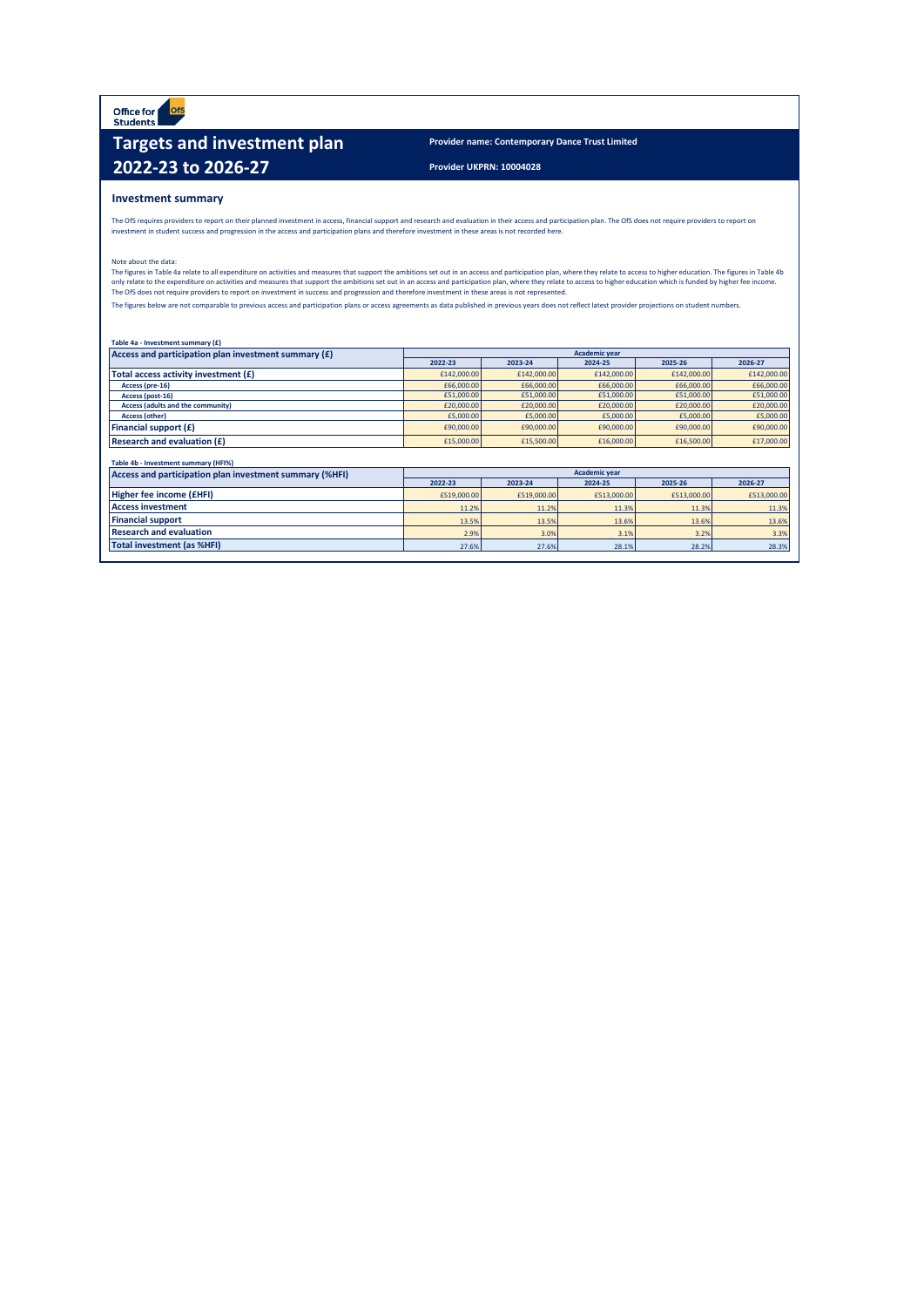Office for Students

# Targets and investment plan 2022-23 to 2026-27

**Provider name: Contemporary Dance Trust Limited**

**Provider UKPRN: 10004028**

## Investment summary

The OfS requires providers to report on their planned investment in access, financial support and research and evaluation in their access and participation plan. The OfS does not require providers to report on investment in student success and progression in the access and participation plans and therefore investment in these areas is not recorded here.

Note about the data:
The figures in Table 4a relate to all expenditure on activities and measures that support the ambitions set out in an access and participation plan, where they relate to access to higher education. The figures in Table 4b only relate to the expenditure on activities and measures that support the ambitions set out in an access and participation plan, where they relate to access to higher education which is funded by higher fee income. The OfS does not require providers to report on investment in success and progression and therefore investment in these areas is not represented.

The figures below are not comparable to previous access and participation plans or access agreements as data published in previous years does not reflect latest provider projections on student numbers.

**Table 4a - Investment summary (£)**

| Access and participation plan investment summary (£) | Academic year | | | | |
|---|---|---|---|---|---|
| | 2022-23 | 2023-24 | 2024-25 | 2025-26 | 2026-27 |
| **Total access activity investment (£)** | £142,000.00 | £142,000.00 | £142,000.00 | £142,000.00 | £142,000.00 |
| Access (pre-16) | £66,000.00 | £66,000.00 | £66,000.00 | £66,000.00 | £66,000.00 |
| Access (post-16) | £51,000.00 | £51,000.00 | £51,000.00 | £51,000.00 | £51,000.00 |
| Access (adults and the community) | £20,000.00 | £20,000.00 | £20,000.00 | £20,000.00 | £20,000.00 |
| Access (other) | £5,000.00 | £5,000.00 | £5,000.00 | £5,000.00 | £5,000.00 |
| **Financial support (£)** | £90,000.00 | £90,000.00 | £90,000.00 | £90,000.00 | £90,000.00 |
| **Research and evaluation (£)** | £15,000.00 | £15,500.00 | £16,000.00 | £16,500.00 | £17,000.00 |

**Table 4b - Investment summary (HFI%)**

| Access and participation plan investment summary (%HFI) | Academic year | | | | |
|---|---|---|---|---|---|
| | 2022-23 | 2023-24 | 2024-25 | 2025-26 | 2026-27 |
| **Higher fee income (£HFI)** | £519,000.00 | £519,000.00 | £513,000.00 | £513,000.00 | £513,000.00 |
| **Access investment** | 11.2% | 11.2% | 11.3% | 11.3% | 11.3% |
| **Financial support** | 13.5% | 13.5% | 13.6% | 13.6% | 13.6% |
| **Research and evaluation** | 2.9% | 3.0% | 3.1% | 3.2% | 3.3% |
| **Total investment (as %HFI)** | 27.6% | 27.6% | 28.1% | 28.2% | 28.3% |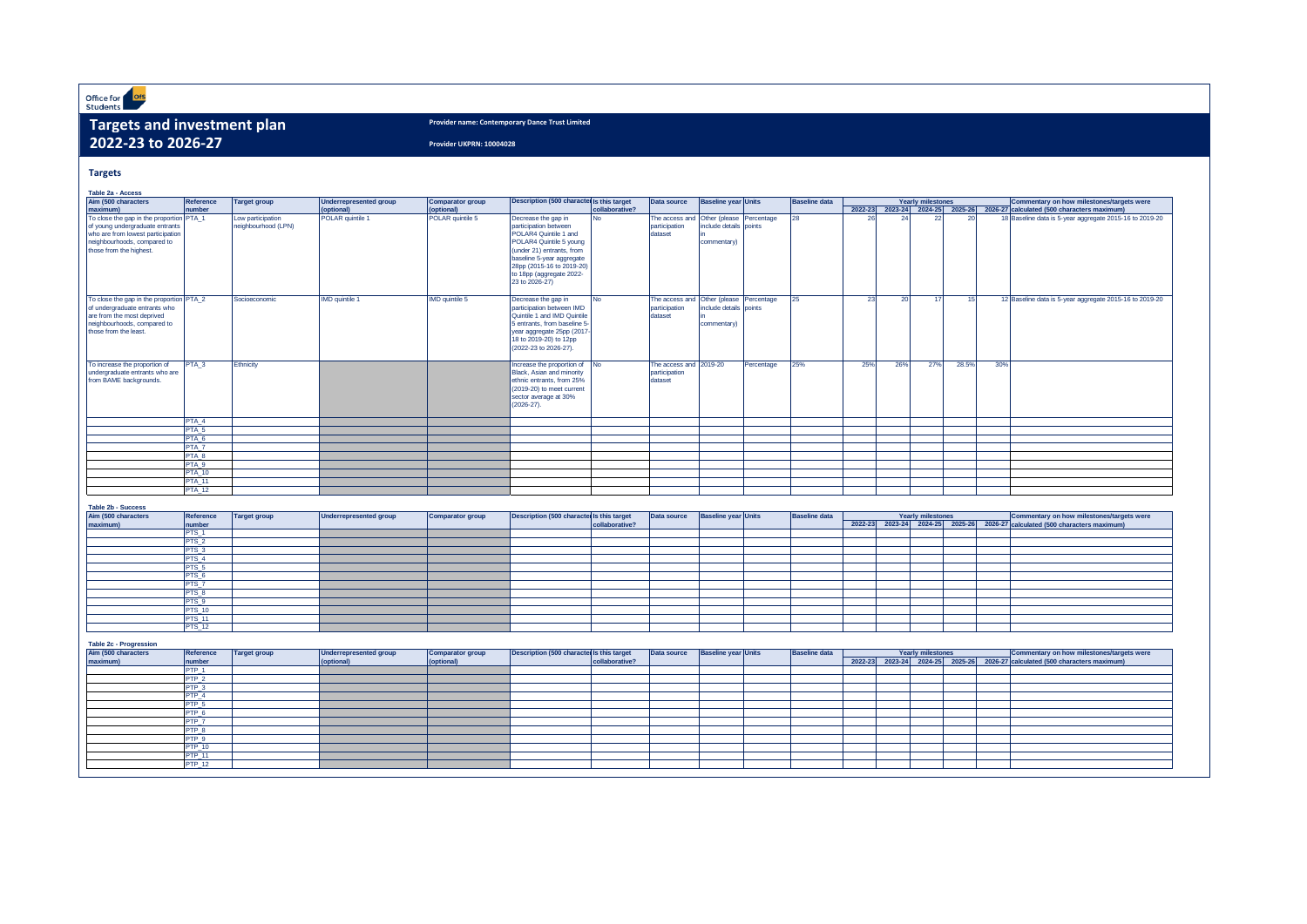Office for Students

# Targets and investment plan 2022-23 to 2026-27

**Provider name: Contemporary Dance Trust Limited**

**Provider UKPRN: 10004028**

## Targets

### Table 2a - Access

| Aim (500 characters maximum) | Reference number | Target group | Underrepresented group (optional) | Comparator group (optional) | Description (500 characters maximum) | Is this target collaborative? | Data source | Baseline year | Units | Baseline data | Yearly milestones | | | | | Commentary on how milestones/targets were calculated (500 characters maximum) |
|---|---|---|---|---|---|---|---|---|---|---|---|---|---|---|---|---|
| | | | | | | | | | | | 2022-23 | 2023-24 | 2024-25 | 2025-26 | 2026-27 | |
| To close the gap in the proportion of young undergraduate entrants who are from lowest participation neighbourhoods, compared to those from the highest. | PTA_1 | Low participation neighbourhood (LPN) | POLAR quintile 1 | POLAR quintile 5 | Decrease the gap in participation between POLAR4 Quintile 1 and POLAR4 Quintile 5 young (under 21) entrants, from baseline 5-year aggregate 28pp (2015-16 to 2019-20) to 18pp (aggregate 2022-23 to 2026-27) | No | The access and participation dataset | Other (please include details in commentary) | Percentage points | 28 | 26 | 24 | 22 | 20 | 18 | Baseline data is 5-year aggregate 2015-16 to 2019-20 |
| To close the gap in the proportion of undergraduate entrants who are from the most deprived neighbourhoods, compared to those from the least. | PTA_2 | Socioeconomic | IMD quintile 1 | IMD quintile 5 | Decrease the gap in participation between IMD Quintile 1 and IMD Quintile 5 entrants, from baseline 5-year aggregate 25pp (2017-18 to 2019-20) to 12pp (2022-23 to 2026-27). | No | The access and participation dataset | Other (please include details in commentary) | Percentage points | 25 | 23 | 20 | 17 | 15 | 12 | Baseline data is 5-year aggregate 2015-16 to 2019-20 |
| To increase the proportion of undergraduate entrants who are from BAME backgrounds. | PTA_3 | Ethnicity | | | Increase the proportion of Black, Asian and minority ethnic entrants, from 25% (2019-20) to meet current sector average at 30% (2026-27). | No | The access and participation dataset | 2019-20 | Percentage | 25% | 25% | 26% | 27% | 28.5% | 30% | |
| | PTA_4 | | | | | | | | | | | | | | | |
| | PTA_5 | | | | | | | | | | | | | | | |
| | PTA_6 | | | | | | | | | | | | | | | |
| | PTA_7 | | | | | | | | | | | | | | | |
| | PTA_8 | | | | | | | | | | | | | | | |
| | PTA_9 | | | | | | | | | | | | | | | |
| | PTA_10 | | | | | | | | | | | | | | | |
| | PTA_11 | | | | | | | | | | | | | | | |
| | PTA_12 | | | | | | | | | | | | | | | |

### Table 2b - Success

| Aim (500 characters maximum) | Reference number | Target group | Underrepresented group | Comparator group | Description (500 characters maximum) | Is this target collaborative? | Data source | Baseline year | Units | Baseline data | Yearly milestones | | | | | Commentary on how milestones/targets were calculated (500 characters maximum) |
|---|---|---|---|---|---|---|---|---|---|---|---|---|---|---|---|---|
| | | | | | | | | | | | 2022-23 | 2023-24 | 2024-25 | 2025-26 | 2026-27 | |
| | PTS_1 | | | | | | | | | | | | | | | |
| | PTS_2 | | | | | | | | | | | | | | | |
| | PTS_3 | | | | | | | | | | | | | | | |
| | PTS_4 | | | | | | | | | | | | | | | |
| | PTS_5 | | | | | | | | | | | | | | | |
| | PTS_6 | | | | | | | | | | | | | | | |
| | PTS_7 | | | | | | | | | | | | | | | |
| | PTS_8 | | | | | | | | | | | | | | | |
| | PTS_9 | | | | | | | | | | | | | | | |
| | PTS_10 | | | | | | | | | | | | | | | |
| | PTS_11 | | | | | | | | | | | | | | | |
| | PTS_12 | | | | | | | | | | | | | | | |

### Table 2c - Progression

| Aim (500 characters maximum) | Reference number | Target group | Underrepresented group (optional) | Comparator group (optional) | Description (500 characters maximum) | Is this target collaborative? | Data source | Baseline year | Units | Baseline data | Yearly milestones | | | | | Commentary on how milestones/targets were calculated (500 characters maximum) |
|---|---|---|---|---|---|---|---|---|---|---|---|---|---|---|---|---|
| | | | | | | | | | | | 2022-23 | 2023-24 | 2024-25 | 2025-26 | 2026-27 | |
| | PTP_1 | | | | | | | | | | | | | | | |
| | PTP_2 | | | | | | | | | | | | | | | |
| | PTP_3 | | | | | | | | | | | | | | | |
| | PTP_4 | | | | | | | | | | | | | | | |
| | PTP_5 | | | | | | | | | | | | | | | |
| | PTP_6 | | | | | | | | | | | | | | | |
| | PTP_7 | | | | | | | | | | | | | | | |
| | PTP_8 | | | | | | | | | | | | | | | |
| | PTP_9 | | | | | | | | | | | | | | | |
| | PTP_10 | | | | | | | | | | | | | | | |
| | PTP_11 | | | | | | | | | | | | | | | |
| | PTP_12 | | | | | | | | | | | | | | | |